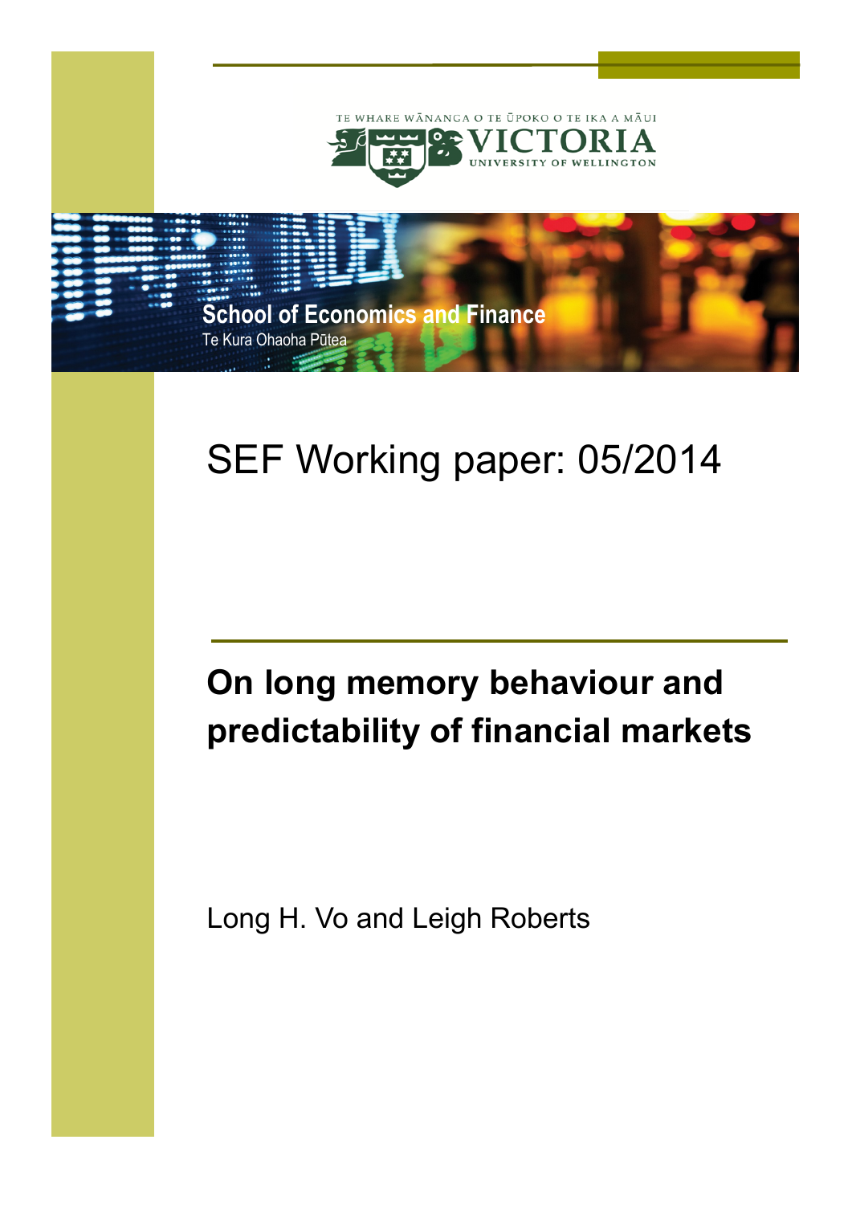TE WHARE WĀNANGA O TE ŪPOKO O TE IKA A MĀUI

VICTORIA UNIVERSITY OF WELLINGTON

School of Economics and Finance

Te Kura Ohaoha Pūtea

# SEF Working paper: 05/2014

## On long memory behaviour and predictability of financial markets

Long H. Vo and Leigh Roberts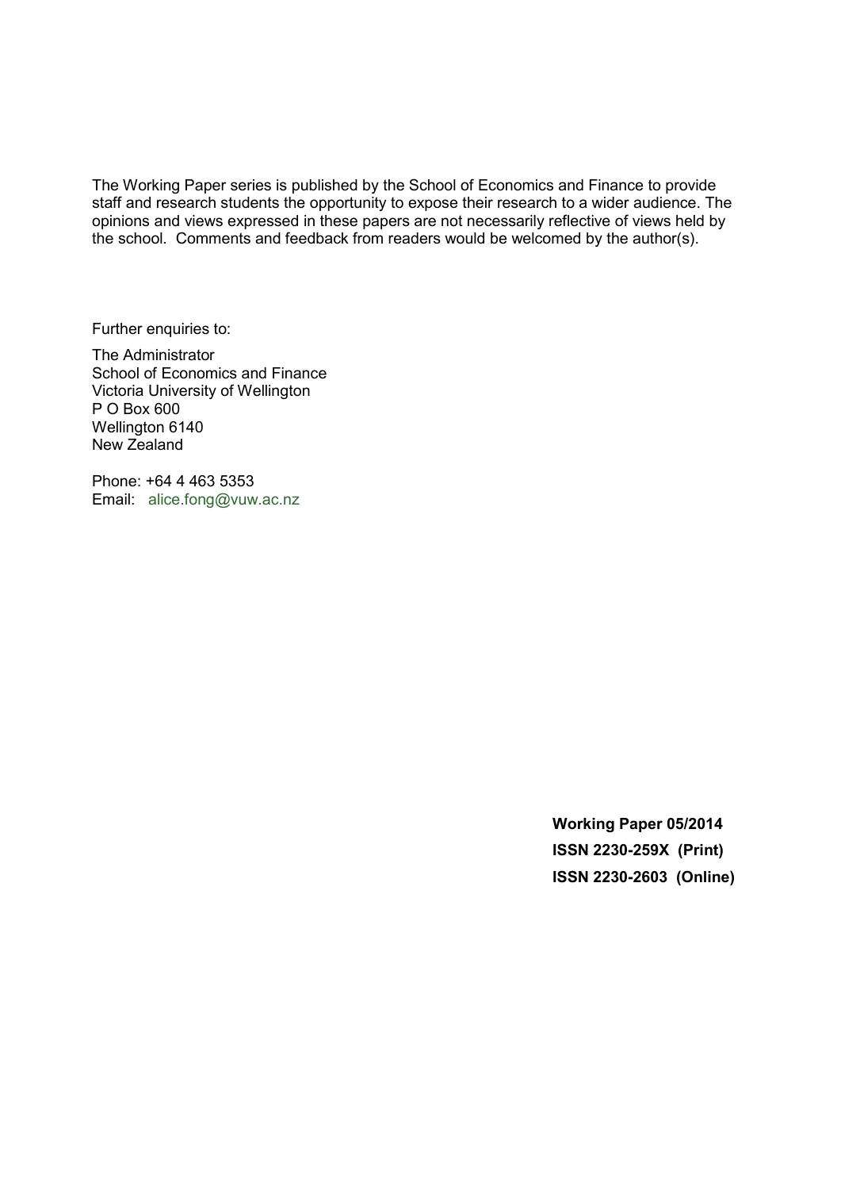The Working Paper series is published by the School of Economics and Finance to provide staff and research students the opportunity to expose their research to a wider audience. The opinions and views expressed in these papers are not necessarily reflective of views held by the school. Comments and feedback from readers would be welcomed by the author(s).

Further enquiries to:

The Administrator  
School of Economics and Finance  
Victoria University of Wellington  
P O Box 600  
Wellington 6140  
New Zealand

Phone: +64 4 463 5353  
Email: alice.fong@vuw.ac.nz

**Working Paper 05/2014**  
**ISSN 2230-259X (Print)**  
**ISSN 2230-2603 (Online)**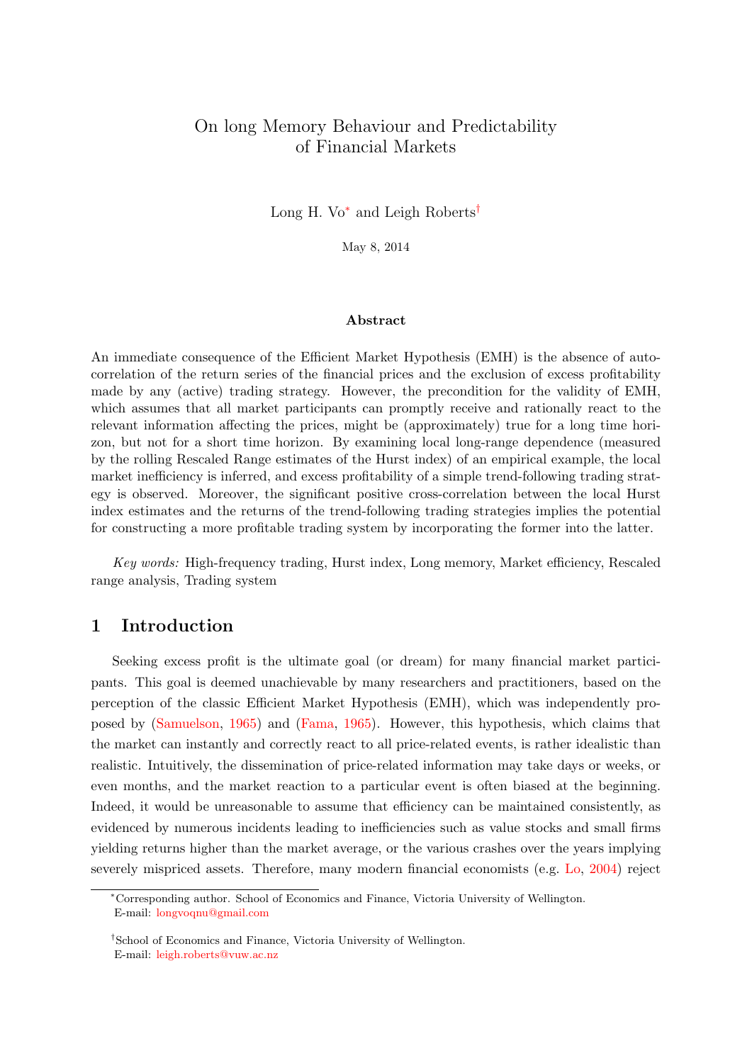# On long Memory Behaviour and Predictability of Financial Markets

Long H. Vo[*] and Leigh Roberts[†]

May 8, 2014

### Abstract

An immediate consequence of the Efficient Market Hypothesis (EMH) is the absence of autocorrelation of the return series of the financial prices and the exclusion of excess profitability made by any (active) trading strategy. However, the precondition for the validity of EMH, which assumes that all market participants can promptly receive and rationally react to the relevant information affecting the prices, might be (approximately) true for a long time horizon, but not for a short time horizon. By examining local long-range dependence (measured by the rolling Rescaled Range estimates of the Hurst index) of an empirical example, the local market inefficiency is inferred, and excess profitability of a simple trend-following trading strategy is observed. Moreover, the significant positive cross-correlation between the local Hurst index estimates and the returns of the trend-following trading strategies implies the potential for constructing a more profitable trading system by incorporating the former into the latter.

*Key words:* High-frequency trading, Hurst index, Long memory, Market efficiency, Rescaled range analysis, Trading system

## 1 Introduction

Seeking excess profit is the ultimate goal (or dream) for many financial market participants. This goal is deemed unachievable by many researchers and practitioners, based on the perception of the classic Efficient Market Hypothesis (EMH), which was independently proposed by (Samuelson, 1965) and (Fama, 1965). However, this hypothesis, which claims that the market can instantly and correctly react to all price-related events, is rather idealistic than realistic. Intuitively, the dissemination of price-related information may take days or weeks, or even months, and the market reaction to a particular event is often biased at the beginning. Indeed, it would be unreasonable to assume that efficiency can be maintained consistently, as evidenced by numerous incidents leading to inefficiencies such as value stocks and small firms yielding returns higher than the market average, or the various crashes over the years implying severely mispriced assets. Therefore, many modern financial economists (e.g. Lo, 2004) reject

[*] Corresponding author. School of Economics and Finance, Victoria University of Wellington. E-mail: longvoqnu@gmail.com

[†] School of Economics and Finance, Victoria University of Wellington. E-mail: leigh.roberts@vuw.ac.nz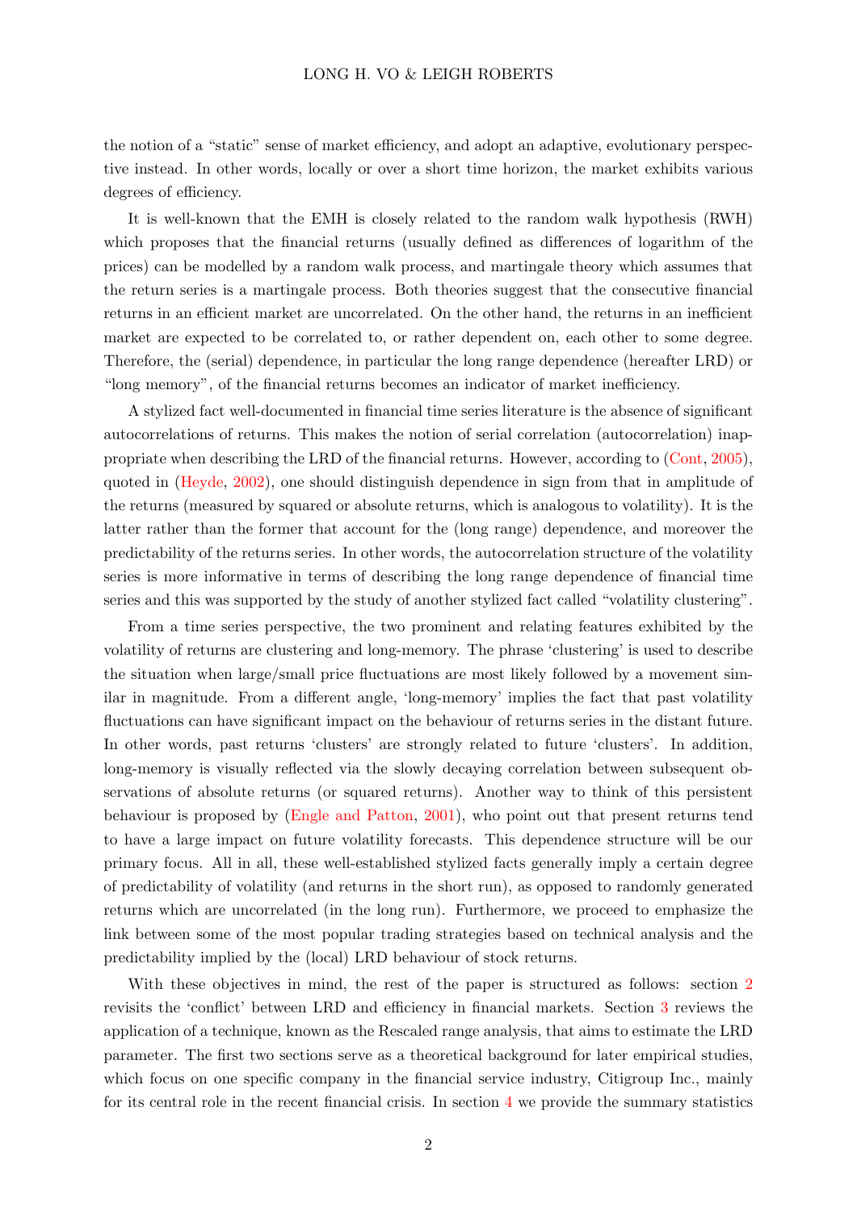the notion of a "static" sense of market efficiency, and adopt an adaptive, evolutionary perspective instead. In other words, locally or over a short time horizon, the market exhibits various degrees of efficiency.

It is well-known that the EMH is closely related to the random walk hypothesis (RWH) which proposes that the financial returns (usually defined as differences of logarithm of the prices) can be modelled by a random walk process, and martingale theory which assumes that the return series is a martingale process. Both theories suggest that the consecutive financial returns in an efficient market are uncorrelated. On the other hand, the returns in an inefficient market are expected to be correlated to, or rather dependent on, each other to some degree. Therefore, the (serial) dependence, in particular the long range dependence (hereafter LRD) or "long memory", of the financial returns becomes an indicator of market inefficiency.

A stylized fact well-documented in financial time series literature is the absence of significant autocorrelations of returns. This makes the notion of serial correlation (autocorrelation) inappropriate when describing the LRD of the financial returns. However, according to (Cont, 2005), quoted in (Heyde, 2002), one should distinguish dependence in sign from that in amplitude of the returns (measured by squared or absolute returns, which is analogous to volatility). It is the latter rather than the former that account for the (long range) dependence, and moreover the predictability of the returns series. In other words, the autocorrelation structure of the volatility series is more informative in terms of describing the long range dependence of financial time series and this was supported by the study of another stylized fact called "volatility clustering".

From a time series perspective, the two prominent and relating features exhibited by the volatility of returns are clustering and long-memory. The phrase 'clustering' is used to describe the situation when large/small price fluctuations are most likely followed by a movement similar in magnitude. From a different angle, 'long-memory' implies the fact that past volatility fluctuations can have significant impact on the behaviour of returns series in the distant future. In other words, past returns 'clusters' are strongly related to future 'clusters'. In addition, long-memory is visually reflected via the slowly decaying correlation between subsequent observations of absolute returns (or squared returns). Another way to think of this persistent behaviour is proposed by (Engle and Patton, 2001), who point out that present returns tend to have a large impact on future volatility forecasts. This dependence structure will be our primary focus. All in all, these well-established stylized facts generally imply a certain degree of predictability of volatility (and returns in the short run), as opposed to randomly generated returns which are uncorrelated (in the long run). Furthermore, we proceed to emphasize the link between some of the most popular trading strategies based on technical analysis and the predictability implied by the (local) LRD behaviour of stock returns.

With these objectives in mind, the rest of the paper is structured as follows: section 2 revisits the 'conflict' between LRD and efficiency in financial markets. Section 3 reviews the application of a technique, known as the Rescaled range analysis, that aims to estimate the LRD parameter. The first two sections serve as a theoretical background for later empirical studies, which focus on one specific company in the financial service industry, Citigroup Inc., mainly for its central role in the recent financial crisis. In section 4 we provide the summary statistics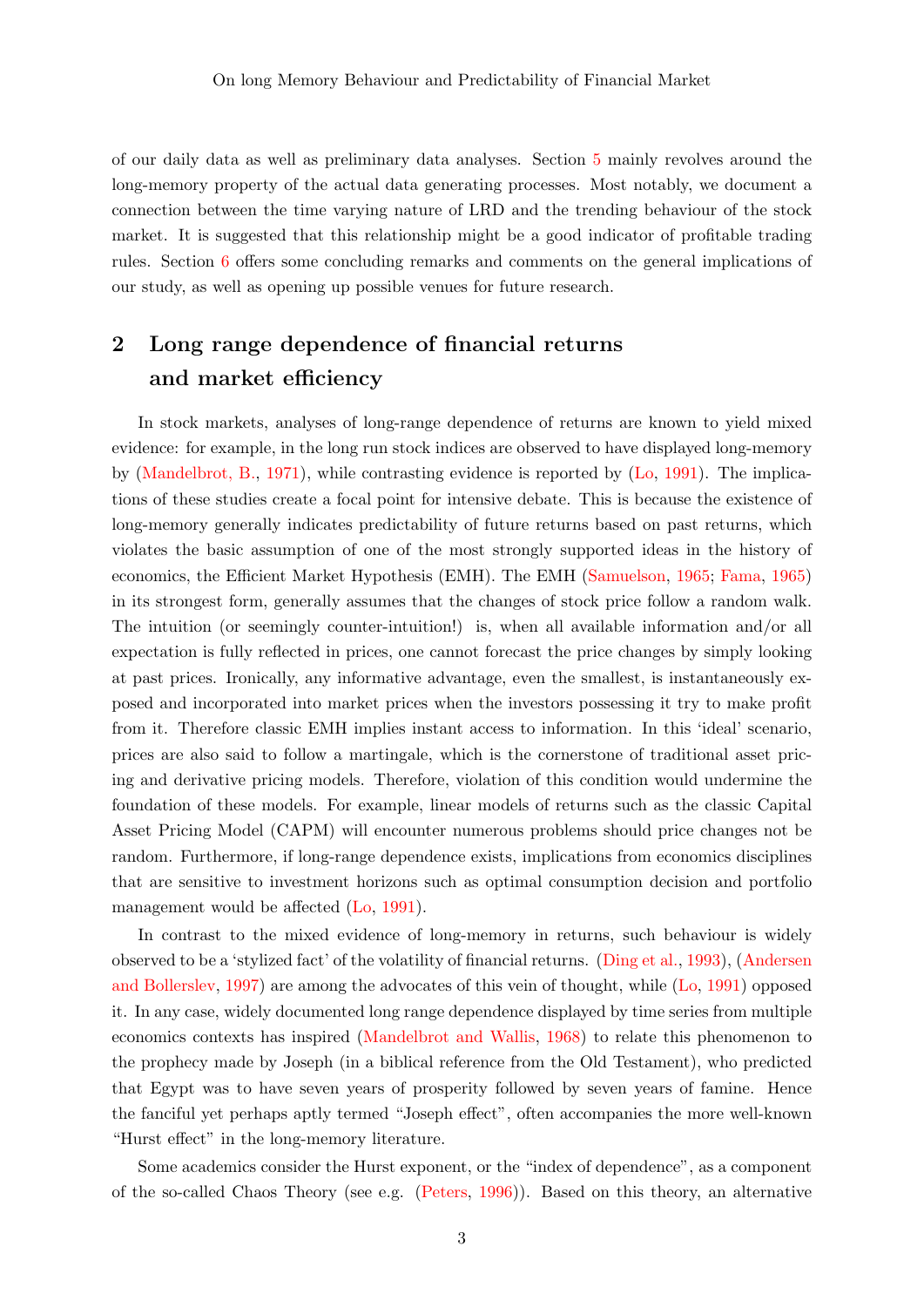of our daily data as well as preliminary data analyses. Section 5 mainly revolves around the long-memory property of the actual data generating processes. Most notably, we document a connection between the time varying nature of LRD and the trending behaviour of the stock market. It is suggested that this relationship might be a good indicator of profitable trading rules. Section 6 offers some concluding remarks and comments on the general implications of our study, as well as opening up possible venues for future research.

## 2 Long range dependence of financial returns and market efficiency

In stock markets, analyses of long-range dependence of returns are known to yield mixed evidence: for example, in the long run stock indices are observed to have displayed long-memory by (Mandelbrot, B., 1971), while contrasting evidence is reported by (Lo, 1991). The implications of these studies create a focal point for intensive debate. This is because the existence of long-memory generally indicates predictability of future returns based on past returns, which violates the basic assumption of one of the most strongly supported ideas in the history of economics, the Efficient Market Hypothesis (EMH). The EMH (Samuelson, 1965; Fama, 1965) in its strongest form, generally assumes that the changes of stock price follow a random walk. The intuition (or seemingly counter-intuition!) is, when all available information and/or all expectation is fully reflected in prices, one cannot forecast the price changes by simply looking at past prices. Ironically, any informative advantage, even the smallest, is instantaneously exposed and incorporated into market prices when the investors possessing it try to make profit from it. Therefore classic EMH implies instant access to information. In this 'ideal' scenario, prices are also said to follow a martingale, which is the cornerstone of traditional asset pricing and derivative pricing models. Therefore, violation of this condition would undermine the foundation of these models. For example, linear models of returns such as the classic Capital Asset Pricing Model (CAPM) will encounter numerous problems should price changes not be random. Furthermore, if long-range dependence exists, implications from economics disciplines that are sensitive to investment horizons such as optimal consumption decision and portfolio management would be affected (Lo, 1991).

In contrast to the mixed evidence of long-memory in returns, such behaviour is widely observed to be a 'stylized fact' of the volatility of financial returns. (Ding et al., 1993), (Andersen and Bollerslev, 1997) are among the advocates of this vein of thought, while (Lo, 1991) opposed it. In any case, widely documented long range dependence displayed by time series from multiple economics contexts has inspired (Mandelbrot and Wallis, 1968) to relate this phenomenon to the prophecy made by Joseph (in a biblical reference from the Old Testament), who predicted that Egypt was to have seven years of prosperity followed by seven years of famine. Hence the fanciful yet perhaps aptly termed "Joseph effect", often accompanies the more well-known "Hurst effect" in the long-memory literature.

Some academics consider the Hurst exponent, or the "index of dependence", as a component of the so-called Chaos Theory (see e.g. (Peters, 1996)). Based on this theory, an alternative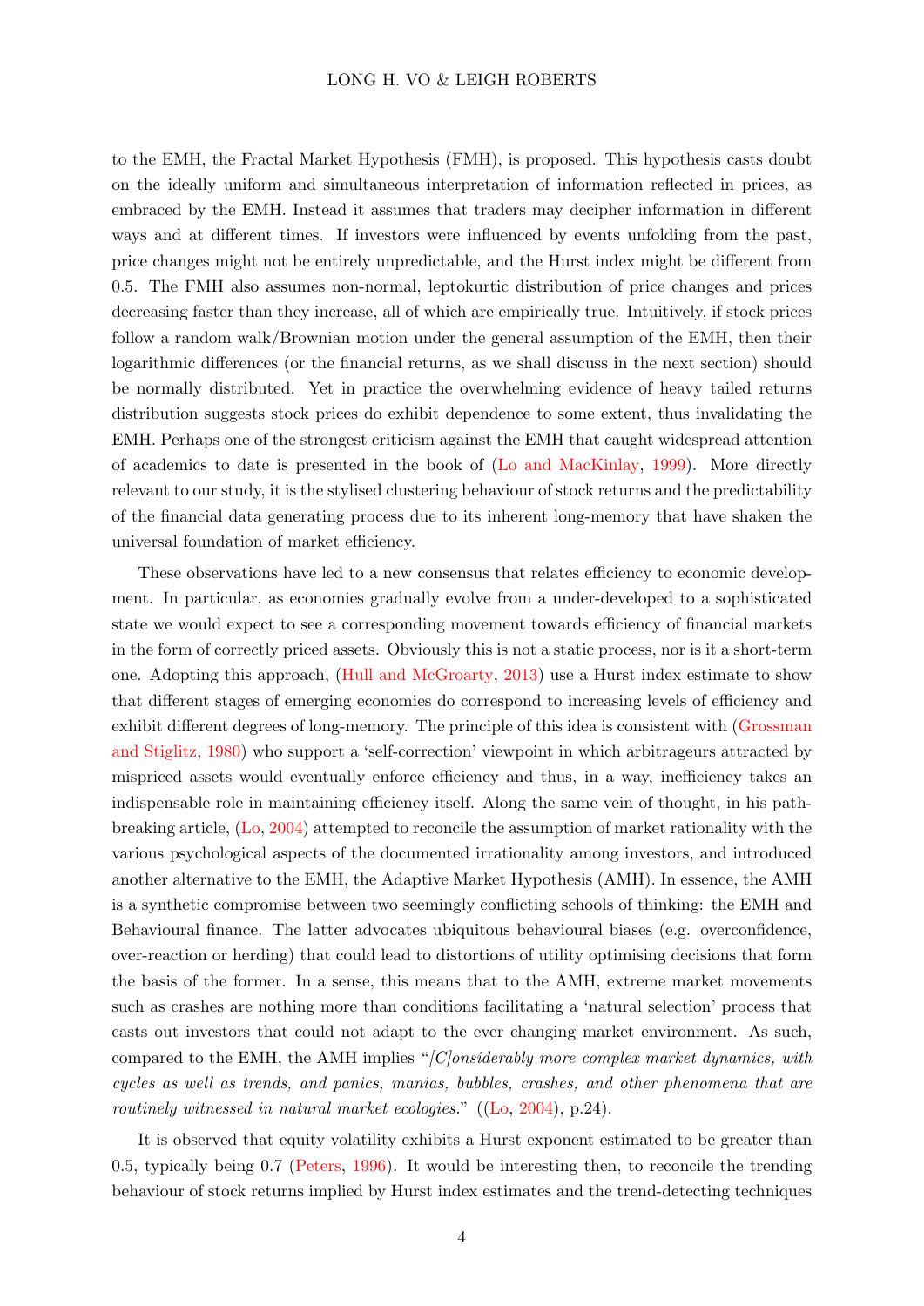to the EMH, the Fractal Market Hypothesis (FMH), is proposed. This hypothesis casts doubt on the ideally uniform and simultaneous interpretation of information reflected in prices, as embraced by the EMH. Instead it assumes that traders may decipher information in different ways and at different times. If investors were influenced by events unfolding from the past, price changes might not be entirely unpredictable, and the Hurst index might be different from 0.5. The FMH also assumes non-normal, leptokurtic distribution of price changes and prices decreasing faster than they increase, all of which are empirically true. Intuitively, if stock prices follow a random walk/Brownian motion under the general assumption of the EMH, then their logarithmic differences (or the financial returns, as we shall discuss in the next section) should be normally distributed. Yet in practice the overwhelming evidence of heavy tailed returns distribution suggests stock prices do exhibit dependence to some extent, thus invalidating the EMH. Perhaps one of the strongest criticism against the EMH that caught widespread attention of academics to date is presented in the book of (Lo and MacKinlay, 1999). More directly relevant to our study, it is the stylised clustering behaviour of stock returns and the predictability of the financial data generating process due to its inherent long-memory that have shaken the universal foundation of market efficiency.

These observations have led to a new consensus that relates efficiency to economic development. In particular, as economies gradually evolve from a under-developed to a sophisticated state we would expect to see a corresponding movement towards efficiency of financial markets in the form of correctly priced assets. Obviously this is not a static process, nor is it a short-term one. Adopting this approach, (Hull and McGroarty, 2013) use a Hurst index estimate to show that different stages of emerging economies do correspond to increasing levels of efficiency and exhibit different degrees of long-memory. The principle of this idea is consistent with (Grossman and Stiglitz, 1980) who support a 'self-correction' viewpoint in which arbitrageurs attracted by mispriced assets would eventually enforce efficiency and thus, in a way, inefficiency takes an indispensable role in maintaining efficiency itself. Along the same vein of thought, in his path-breaking article, (Lo, 2004) attempted to reconcile the assumption of market rationality with the various psychological aspects of the documented irrationality among investors, and introduced another alternative to the EMH, the Adaptive Market Hypothesis (AMH). In essence, the AMH is a synthetic compromise between two seemingly conflicting schools of thinking: the EMH and Behavioural finance. The latter advocates ubiquitous behavioural biases (e.g. overconfidence, over-reaction or herding) that could lead to distortions of utility optimising decisions that form the basis of the former. In a sense, this means that to the AMH, extreme market movements such as crashes are nothing more than conditions facilitating a 'natural selection' process that casts out investors that could not adapt to the ever changing market environment. As such, compared to the EMH, the AMH implies "*[C]onsiderably more complex market dynamics, with cycles as well as trends, and panics, manias, bubbles, crashes, and other phenomena that are routinely witnessed in natural market ecologies.*" ((Lo, 2004), p.24).

It is observed that equity volatility exhibits a Hurst exponent estimated to be greater than 0.5, typically being 0.7 (Peters, 1996). It would be interesting then, to reconcile the trending behaviour of stock returns implied by Hurst index estimates and the trend-detecting techniques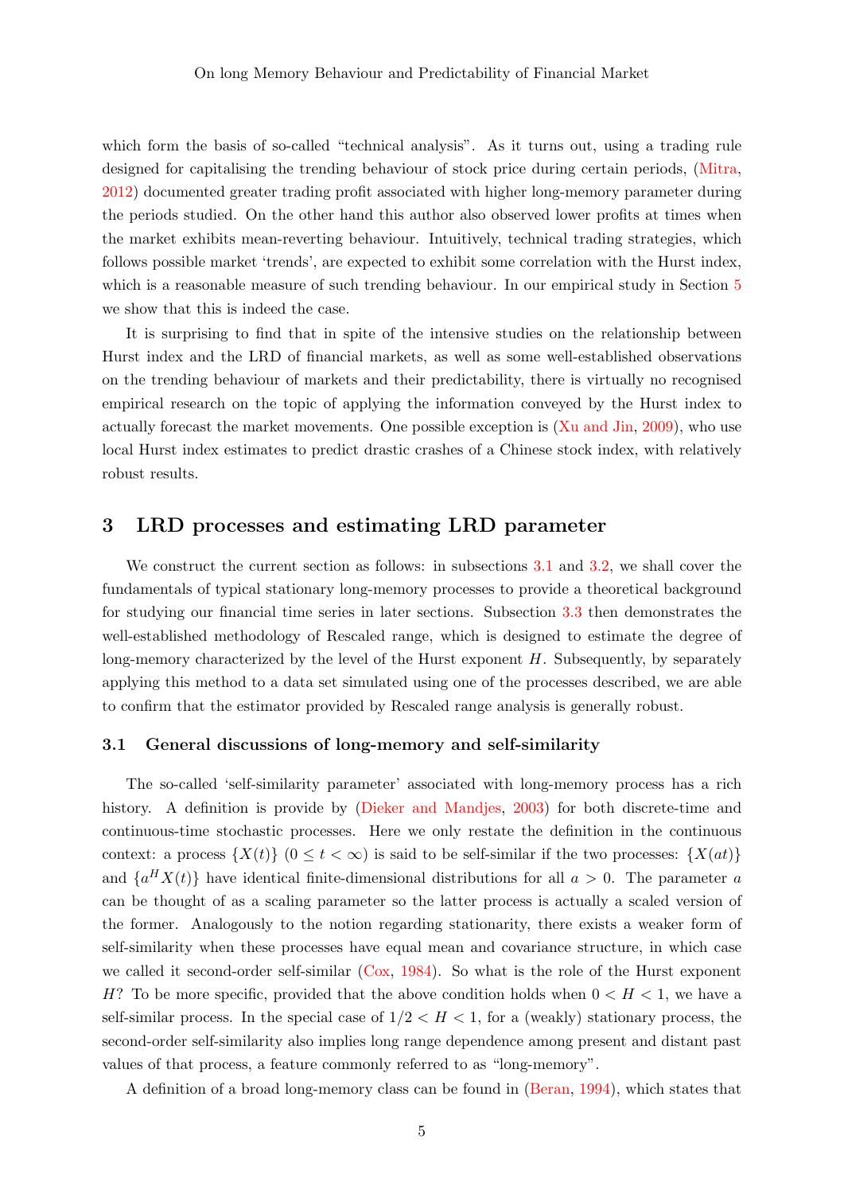which form the basis of so-called "technical analysis". As it turns out, using a trading rule designed for capitalising the trending behaviour of stock price during certain periods, (Mitra, 2012) documented greater trading profit associated with higher long-memory parameter during the periods studied. On the other hand this author also observed lower profits at times when the market exhibits mean-reverting behaviour. Intuitively, technical trading strategies, which follows possible market 'trends', are expected to exhibit some correlation with the Hurst index, which is a reasonable measure of such trending behaviour. In our empirical study in Section 5 we show that this is indeed the case.

It is surprising to find that in spite of the intensive studies on the relationship between Hurst index and the LRD of financial markets, as well as some well-established observations on the trending behaviour of markets and their predictability, there is virtually no recognised empirical research on the topic of applying the information conveyed by the Hurst index to actually forecast the market movements. One possible exception is (Xu and Jin, 2009), who use local Hurst index estimates to predict drastic crashes of a Chinese stock index, with relatively robust results.

## 3 LRD processes and estimating LRD parameter

We construct the current section as follows: in subsections 3.1 and 3.2, we shall cover the fundamentals of typical stationary long-memory processes to provide a theoretical background for studying our financial time series in later sections. Subsection 3.3 then demonstrates the well-established methodology of Rescaled range, which is designed to estimate the degree of long-memory characterized by the level of the Hurst exponent $H$. Subsequently, by separately applying this method to a data set simulated using one of the processes described, we are able to confirm that the estimator provided by Rescaled range analysis is generally robust.

### 3.1 General discussions of long-memory and self-similarity

The so-called 'self-similarity parameter' associated with long-memory process has a rich history. A definition is provide by (Dieker and Mandjes, 2003) for both discrete-time and continuous-time stochastic processes. Here we only restate the definition in the continuous context: a process $\{X(t)\}$ $(0 \leq t < \infty)$ is said to be self-similar if the two processes: $\{X(at)\}$ and $\{a^H X(t)\}$ have identical finite-dimensional distributions for all $a > 0$. The parameter $a$ can be thought of as a scaling parameter so the latter process is actually a scaled version of the former. Analogously to the notion regarding stationarity, there exists a weaker form of self-similarity when these processes have equal mean and covariance structure, in which case we called it second-order self-similar (Cox, 1984). So what is the role of the Hurst exponent $H$? To be more specific, provided that the above condition holds when $0 < H < 1$, we have a self-similar process. In the special case of $1/2 < H < 1$, for a (weakly) stationary process, the second-order self-similarity also implies long range dependence among present and distant past values of that process, a feature commonly referred to as "long-memory".

A definition of a broad long-memory class can be found in (Beran, 1994), which states that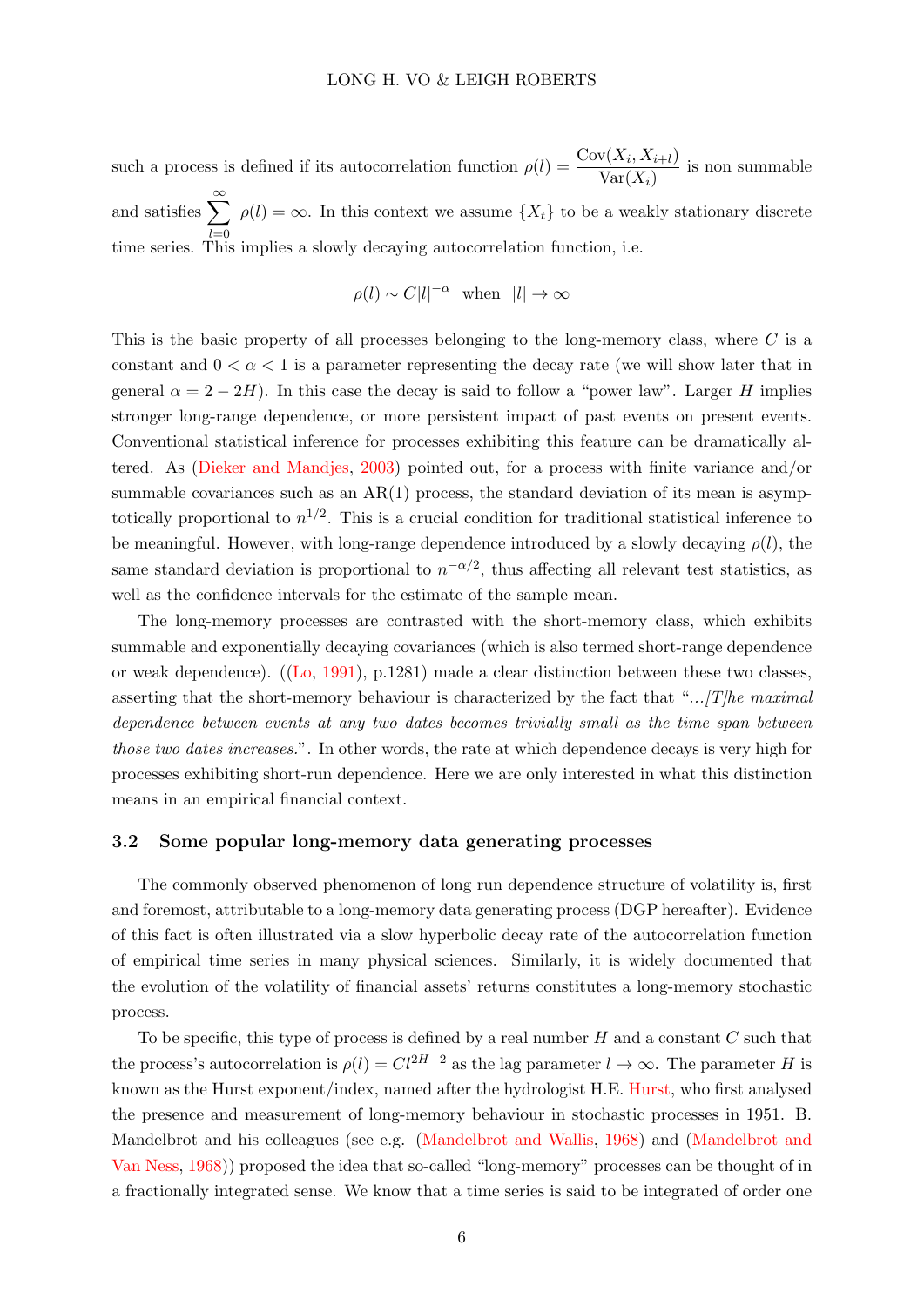such a process is defined if its autocorrelation function $\rho(l) = \dfrac{\mathrm{Cov}(X_i, X_{i+l})}{\mathrm{Var}(X_i)}$ is non summable and satisfies $\sum_{l=0}^{\infty} \rho(l) = \infty$. In this context we assume $\{X_t\}$ to be a weakly stationary discrete time series. This implies a slowly decaying autocorrelation function, i.e.

$$\rho(l) \sim C|l|^{-\alpha} \text{ when } |l| \to \infty$$

This is the basic property of all processes belonging to the long-memory class, where $C$ is a constant and $0 < \alpha < 1$ is a parameter representing the decay rate (we will show later that in general $\alpha = 2 - 2H$). In this case the decay is said to follow a "power law". Larger $H$ implies stronger long-range dependence, or more persistent impact of past events on present events. Conventional statistical inference for processes exhibiting this feature can be dramatically altered. As (Dieker and Mandjes, 2003) pointed out, for a process with finite variance and/or summable covariances such as an AR(1) process, the standard deviation of its mean is asymptotically proportional to $n^{1/2}$. This is a crucial condition for traditional statistical inference to be meaningful. However, with long-range dependence introduced by a slowly decaying $\rho(l)$, the same standard deviation is proportional to $n^{-\alpha/2}$, thus affecting all relevant test statistics, as well as the confidence intervals for the estimate of the sample mean.

The long-memory processes are contrasted with the short-memory class, which exhibits summable and exponentially decaying covariances (which is also termed short-range dependence or weak dependence). ((Lo, 1991), p.1281) made a clear distinction between these two classes, asserting that the short-memory behaviour is characterized by the fact that "*...[T]he maximal dependence between events at any two dates becomes trivially small as the time span between those two dates increases.*". In other words, the rate at which dependence decays is very high for processes exhibiting short-run dependence. Here we are only interested in what this distinction means in an empirical financial context.

### 3.2 Some popular long-memory data generating processes

The commonly observed phenomenon of long run dependence structure of volatility is, first and foremost, attributable to a long-memory data generating process (DGP hereafter). Evidence of this fact is often illustrated via a slow hyperbolic decay rate of the autocorrelation function of empirical time series in many physical sciences. Similarly, it is widely documented that the evolution of the volatility of financial assets' returns constitutes a long-memory stochastic process.

To be specific, this type of process is defined by a real number $H$ and a constant $C$ such that the process's autocorrelation is $\rho(l) = Cl^{2H-2}$ as the lag parameter $l \to \infty$. The parameter $H$ is known as the Hurst exponent/index, named after the hydrologist H.E. Hurst, who first analysed the presence and measurement of long-memory behaviour in stochastic processes in 1951. B. Mandelbrot and his colleagues (see e.g. (Mandelbrot and Wallis, 1968) and (Mandelbrot and Van Ness, 1968)) proposed the idea that so-called "long-memory" processes can be thought of in a fractionally integrated sense. We know that a time series is said to be integrated of order one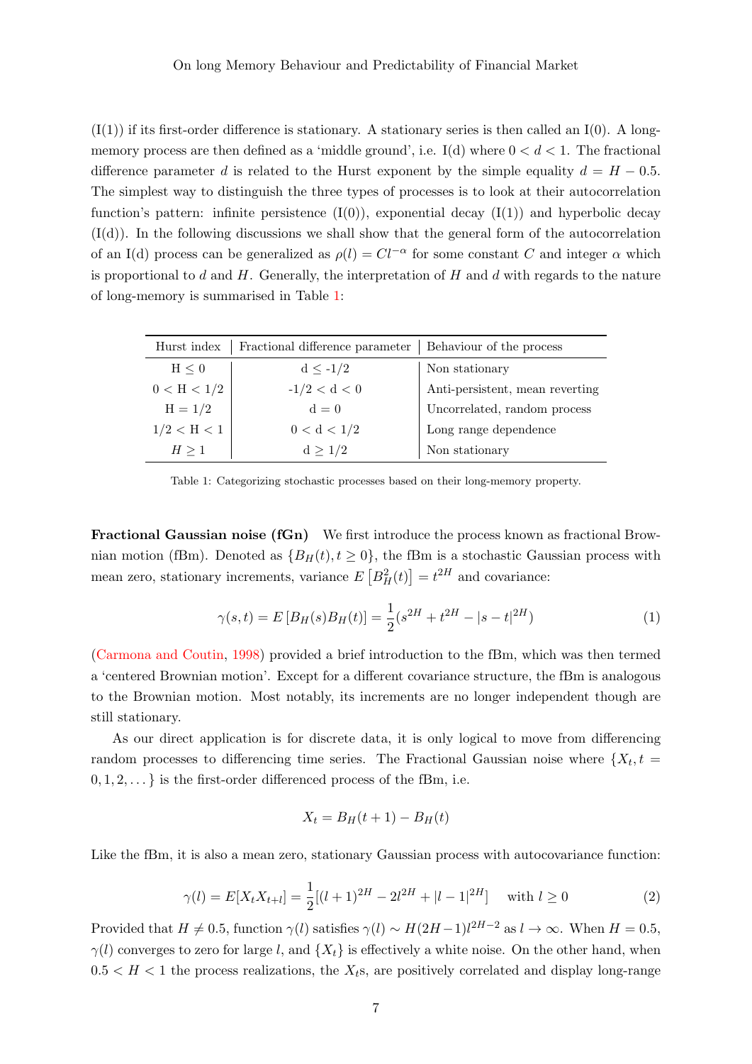(I(1)) if its first-order difference is stationary. A stationary series is then called an I(0). A long-memory process are then defined as a 'middle ground', i.e. I(d) where $0 < d < 1$. The fractional difference parameter $d$ is related to the Hurst exponent by the simple equality $d = H - 0.5$. The simplest way to distinguish the three types of processes is to look at their autocorrelation function's pattern: infinite persistence (I(0)), exponential decay (I(1)) and hyperbolic decay (I(d)). In the following discussions we shall show that the general form of the autocorrelation of an I(d) process can be generalized as $\rho(l) = Cl^{-\alpha}$ for some constant $C$ and integer $\alpha$ which is proportional to $d$ and $H$. Generally, the interpretation of $H$ and $d$ with regards to the nature of long-memory is summarised in Table 1:

| Hurst index | Fractional difference parameter | Behaviour of the process |
|---|---|---|
| $H \leq 0$ | $d \leq -1/2$ | Non stationary |
| $0 < H < 1/2$ | $-1/2 < d < 0$ | Anti-persistent, mean reverting |
| $H = 1/2$ | $d = 0$ | Uncorrelated, random process |
| $1/2 < H < 1$ | $0 < d < 1/2$ | Long range dependence |
| $H \geq 1$ | $d \geq 1/2$ | Non stationary |

Table 1: Categorizing stochastic processes based on their long-memory property.

**Fractional Gaussian noise (fGn)** We first introduce the process known as fractional Brownian motion (fBm). Denoted as $\{B_H(t), t \geq 0\}$, the fBm is a stochastic Gaussian process with mean zero, stationary increments, variance $E\left[B_H^2(t)\right] = t^{2H}$ and covariance:

$$\gamma(s,t) = E\left[B_H(s)B_H(t)\right] = \frac{1}{2}(s^{2H} + t^{2H} - |s-t|^{2H}) \tag{1}$$

(Carmona and Coutin, 1998) provided a brief introduction to the fBm, which was then termed a 'centered Brownian motion'. Except for a different covariance structure, the fBm is analogous to the Brownian motion. Most notably, its increments are no longer independent though are still stationary.

As our direct application is for discrete data, it is only logical to move from differencing random processes to differencing time series. The Fractional Gaussian noise where $\{X_t, t = 0, 1, 2, \dots\}$ is the first-order differenced process of the fBm, i.e.

$$X_t = B_H(t+1) - B_H(t)$$

Like the fBm, it is also a mean zero, stationary Gaussian process with autocovariance function:

$$\gamma(l) = E[X_t X_{t+l}] = \frac{1}{2}[(l+1)^{2H} - 2l^{2H} + |l-1|^{2H}] \quad \text{with } l \geq 0 \tag{2}$$

Provided that $H \neq 0.5$, function $\gamma(l)$ satisfies $\gamma(l) \sim H(2H-1)l^{2H-2}$ as $l \to \infty$. When $H = 0.5$, $\gamma(l)$ converges to zero for large $l$, and $\{X_t\}$ is effectively a white noise. On the other hand, when $0.5 < H < 1$ the process realizations, the $X_t$s, are positively correlated and display long-range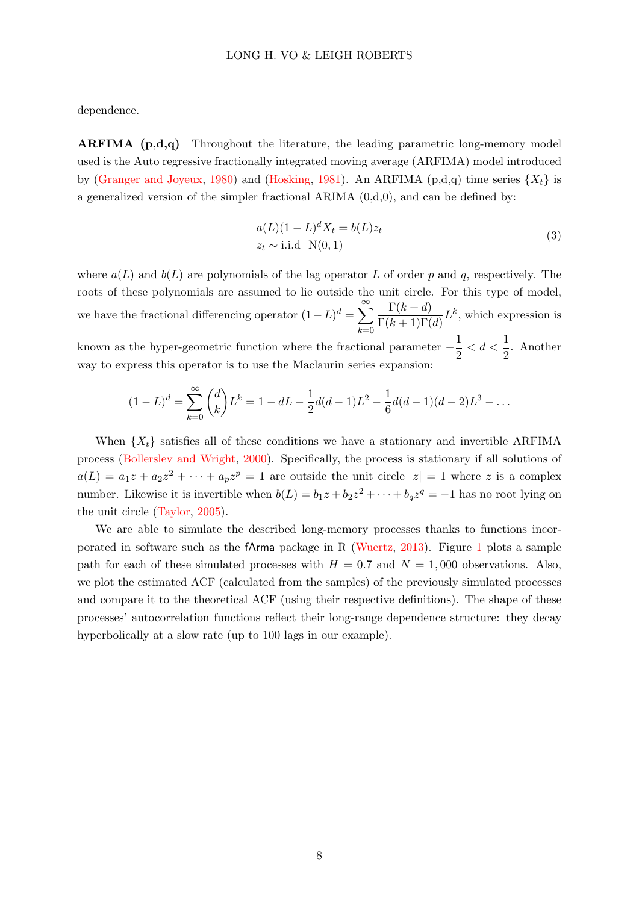dependence.

**ARFIMA (p,d,q)** Throughout the literature, the leading parametric long-memory model used is the Auto regressive fractionally integrated moving average (ARFIMA) model introduced by (Granger and Joyeux, 1980) and (Hosking, 1981). An ARFIMA (p,d,q) time series $\{X_t\}$ is a generalized version of the simpler fractional ARIMA (0,d,0), and can be defined by:

$$
\begin{aligned}
&a(L)(1-L)^d X_t = b(L) z_t \\
&z_t \sim \text{i.i.d } \ \text{N}(0,1)
\end{aligned}
\tag{3}
$$

where $a(L)$ and $b(L)$ are polynomials of the lag operator $L$ of order $p$ and $q$, respectively. The roots of these polynomials are assumed to lie outside the unit circle. For this type of model, we have the fractional differencing operator $(1-L)^d = \sum_{k=0}^{\infty} \frac{\Gamma(k+d)}{\Gamma(k+1)\Gamma(d)} L^k$, which expression is known as the hyper-geometric function where the fractional parameter $-\frac{1}{2} < d < \frac{1}{2}$. Another way to express this operator is to use the Maclaurin series expansion:

$$
(1-L)^d = \sum_{k=0}^{\infty} \binom{d}{k} L^k = 1 - dL - \frac{1}{2} d(d-1)L^2 - \frac{1}{6} d(d-1)(d-2)L^3 - \dots
$$

When $\{X_t\}$ satisfies all of these conditions we have a stationary and invertible ARFIMA process (Bollerslev and Wright, 2000). Specifically, the process is stationary if all solutions of $a(L) = a_1 z + a_2 z^2 + \cdots + a_p z^p = 1$ are outside the unit circle $|z| = 1$ where $z$ is a complex number. Likewise it is invertible when $b(L) = b_1 z + b_2 z^2 + \cdots + b_q z^q = -1$ has no root lying on the unit circle (Taylor, 2005).

We are able to simulate the described long-memory processes thanks to functions incorporated in software such as the fArma package in R (Wuertz, 2013). Figure 1 plots a sample path for each of these simulated processes with $H = 0.7$ and $N = 1,000$ observations. Also, we plot the estimated ACF (calculated from the samples) of the previously simulated processes and compare it to the theoretical ACF (using their respective definitions). The shape of these processes' autocorrelation functions reflect their long-range dependence structure: they decay hyperbolically at a slow rate (up to 100 lags in our example).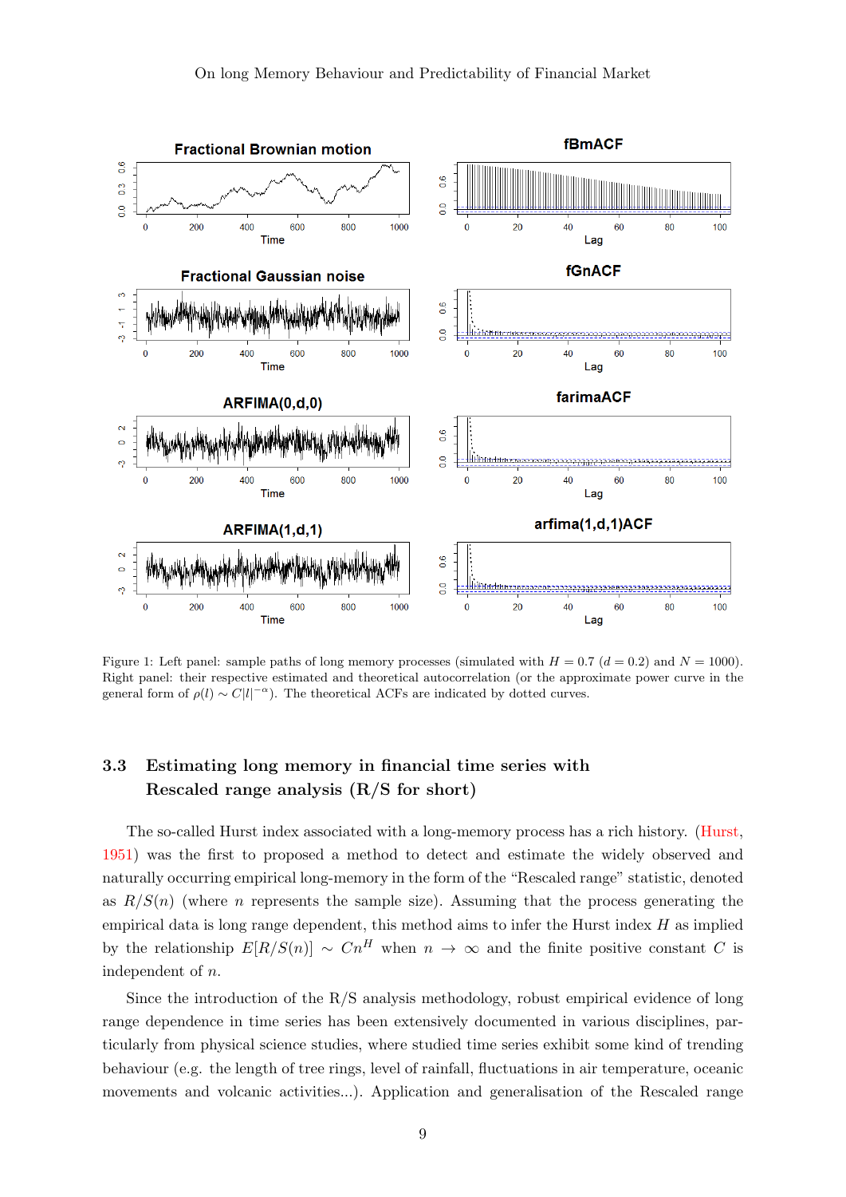Figure 1: Left panel: sample paths of long memory processes (simulated with $H = 0.7$ ($d = 0.2$) and $N = 1000$). Right panel: their respective estimated and theoretical autocorrelation (or the approximate power curve in the general form of $\rho(l) \sim C|l|^{-\alpha}$). The theoretical ACFs are indicated by dotted curves.

### 3.3 Estimating long memory in financial time series with Rescaled range analysis (R/S for short)

The so-called Hurst index associated with a long-memory process has a rich history. (Hurst, 1951) was the first to proposed a method to detect and estimate the widely observed and naturally occurring empirical long-memory in the form of the "Rescaled range" statistic, denoted as $R/S(n)$ (where $n$ represents the sample size). Assuming that the process generating the empirical data is long range dependent, this method aims to infer the Hurst index $H$ as implied by the relationship $E[R/S(n)] \sim Cn^H$ when $n \to \infty$ and the finite positive constant $C$ is independent of $n$.

Since the introduction of the R/S analysis methodology, robust empirical evidence of long range dependence in time series has been extensively documented in various disciplines, particularly from physical science studies, where studied time series exhibit some kind of trending behaviour (e.g. the length of tree rings, level of rainfall, fluctuations in air temperature, oceanic movements and volcanic activities...). Application and generalisation of the Rescaled range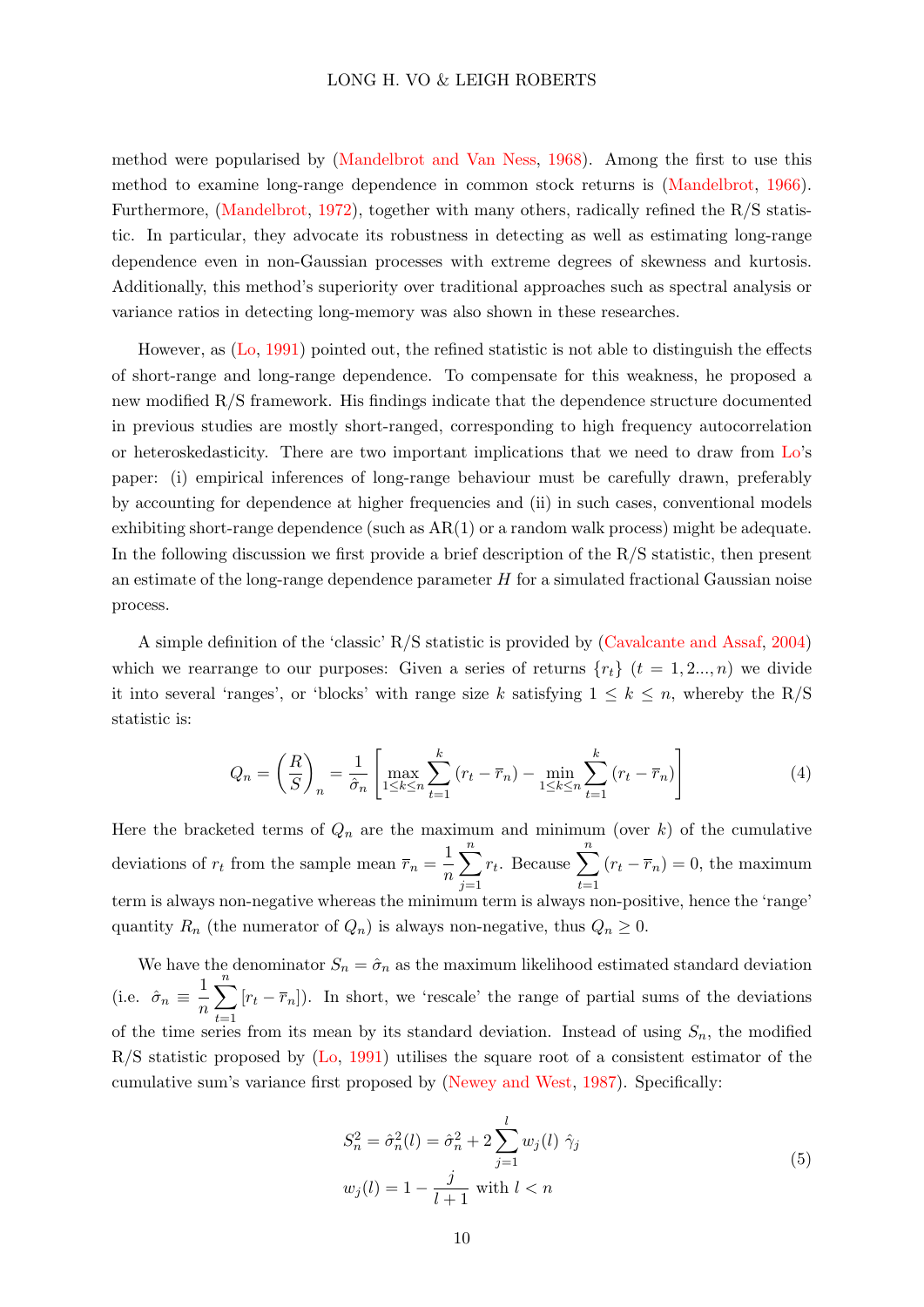method were popularised by (Mandelbrot and Van Ness, 1968). Among the first to use this method to examine long-range dependence in common stock returns is (Mandelbrot, 1966). Furthermore, (Mandelbrot, 1972), together with many others, radically refined the R/S statistic. In particular, they advocate its robustness in detecting as well as estimating long-range dependence even in non-Gaussian processes with extreme degrees of skewness and kurtosis. Additionally, this method's superiority over traditional approaches such as spectral analysis or variance ratios in detecting long-memory was also shown in these researches.

However, as (Lo, 1991) pointed out, the refined statistic is not able to distinguish the effects of short-range and long-range dependence. To compensate for this weakness, he proposed a new modified R/S framework. His findings indicate that the dependence structure documented in previous studies are mostly short-ranged, corresponding to high frequency autocorrelation or heteroskedasticity. There are two important implications that we need to draw from Lo's paper: (i) empirical inferences of long-range behaviour must be carefully drawn, preferably by accounting for dependence at higher frequencies and (ii) in such cases, conventional models exhibiting short-range dependence (such as AR(1) or a random walk process) might be adequate. In the following discussion we first provide a brief description of the R/S statistic, then present an estimate of the long-range dependence parameter $H$ for a simulated fractional Gaussian noise process.

A simple definition of the 'classic' R/S statistic is provided by (Cavalcante and Assaf, 2004) which we rearrange to our purposes: Given a series of returns $\{r_t\}$ $(t = 1, 2..., n)$ we divide it into several 'ranges', or 'blocks' with range size $k$ satisfying $1 \leq k \leq n$, whereby the R/S statistic is:

$$Q_n = \left(\frac{R}{S}\right)_n = \frac{1}{\hat{\sigma}_n}\left[\max_{1\leq k\leq n}\sum_{t=1}^{k}(r_t - \overline{r}_n) - \min_{1\leq k\leq n}\sum_{t=1}^{k}(r_t - \overline{r}_n)\right] \tag{4}$$

Here the bracketed terms of $Q_n$ are the maximum and minimum (over $k$) of the cumulative deviations of $r_t$ from the sample mean $\overline{r}_n = \dfrac{1}{n}\displaystyle\sum_{j=1}^{n} r_t$. Because $\displaystyle\sum_{t=1}^{n}(r_t - \overline{r}_n) = 0$, the maximum term is always non-negative whereas the minimum term is always non-positive, hence the 'range' quantity $R_n$ (the numerator of $Q_n$) is always non-negative, thus $Q_n \geq 0$.

We have the denominator $S_n = \hat{\sigma}_n$ as the maximum likelihood estimated standard deviation (i.e. $\hat{\sigma}_n \equiv \dfrac{1}{n}\displaystyle\sum_{t=1}^{n}[r_t - \overline{r}_n]$). In short, we 'rescale' the range of partial sums of the deviations of the time series from its mean by its standard deviation. Instead of using $S_n$, the modified R/S statistic proposed by (Lo, 1991) utilises the square root of a consistent estimator of the cumulative sum's variance first proposed by (Newey and West, 1987). Specifically:

$$\begin{aligned} S_n^2 = \hat{\sigma}_n^2(l) &= \hat{\sigma}_n^2 + 2\sum_{j=1}^{l} w_j(l)\ \hat{\gamma}_j \\ w_j(l) &= 1 - \frac{j}{l+1} \text{ with } l < n \end{aligned} \tag{5}$$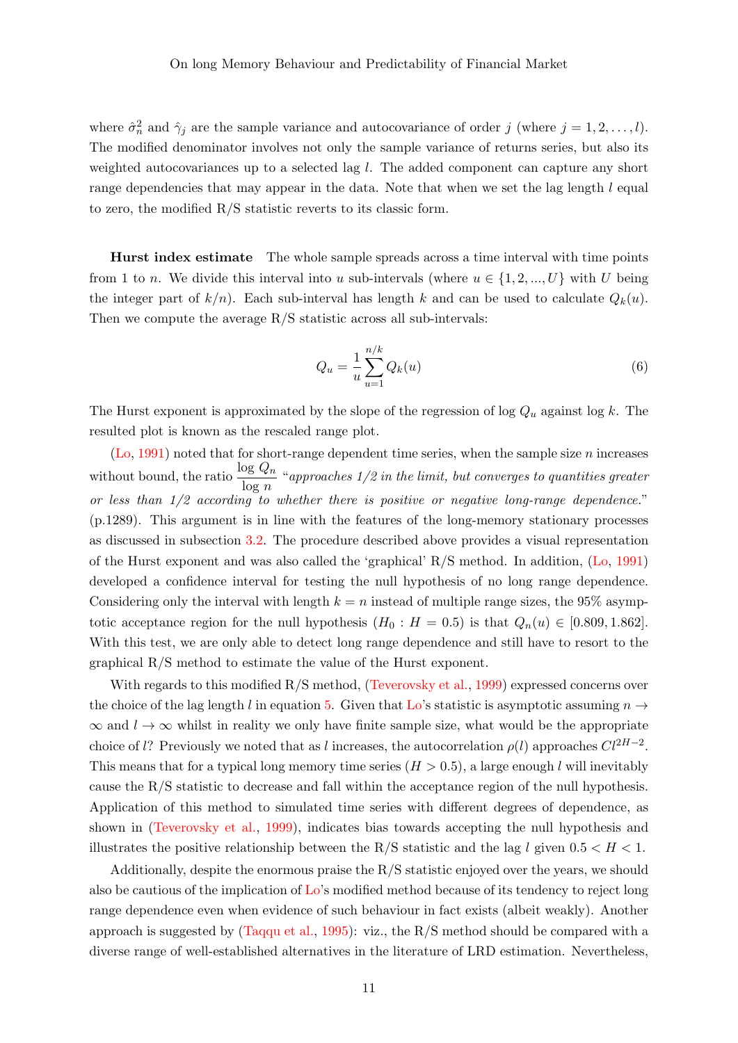where $\hat{\sigma}_n^2$ and $\hat{\gamma}_j$ are the sample variance and autocovariance of order $j$ (where $j = 1, 2, \ldots, l$). The modified denominator involves not only the sample variance of returns series, but also its weighted autocovariances up to a selected lag $l$. The added component can capture any short range dependencies that may appear in the data. Note that when we set the lag length $l$ equal to zero, the modified R/S statistic reverts to its classic form.

**Hurst index estimate** The whole sample spreads across a time interval with time points from 1 to $n$. We divide this interval into $u$ sub-intervals (where $u \in \{1, 2, ..., U\}$ with $U$ being the integer part of $k/n$). Each sub-interval has length $k$ and can be used to calculate $Q_k(u)$. Then we compute the average R/S statistic across all sub-intervals:

$$Q_u = \frac{1}{u} \sum_{u=1}^{n/k} Q_k(u) \tag{6}$$

The Hurst exponent is approximated by the slope of the regression of log $Q_u$ against log $k$. The resulted plot is known as the rescaled range plot.

(Lo, 1991) noted that for short-range dependent time series, when the sample size $n$ increases without bound, the ratio $\dfrac{\log Q_n}{\log n}$ "*approaches 1/2 in the limit, but converges to quantities greater or less than 1/2 according to whether there is positive or negative long-range dependence.*" (p.1289). This argument is in line with the features of the long-memory stationary processes as discussed in subsection 3.2. The procedure described above provides a visual representation of the Hurst exponent and was also called the 'graphical' R/S method. In addition, (Lo, 1991) developed a confidence interval for testing the null hypothesis of no long range dependence. Considering only the interval with length $k = n$ instead of multiple range sizes, the 95% asymptotic acceptance region for the null hypothesis ($H_0 : H = 0.5$) is that $Q_n(u) \in [0.809, 1.862]$. With this test, we are only able to detect long range dependence and still have to resort to the graphical R/S method to estimate the value of the Hurst exponent.

With regards to this modified R/S method, (Teverovsky et al., 1999) expressed concerns over the choice of the lag length $l$ in equation 5. Given that Lo's statistic is asymptotic assuming $n \to \infty$ and $l \to \infty$ whilst in reality we only have finite sample size, what would be the appropriate choice of $l$? Previously we noted that as $l$ increases, the autocorrelation $\rho(l)$ approaches $Cl^{2H-2}$. This means that for a typical long memory time series ($H > 0.5$), a large enough $l$ will inevitably cause the R/S statistic to decrease and fall within the acceptance region of the null hypothesis. Application of this method to simulated time series with different degrees of dependence, as shown in (Teverovsky et al., 1999), indicates bias towards accepting the null hypothesis and illustrates the positive relationship between the R/S statistic and the lag $l$ given $0.5 < H < 1$.

Additionally, despite the enormous praise the R/S statistic enjoyed over the years, we should also be cautious of the implication of Lo's modified method because of its tendency to reject long range dependence even when evidence of such behaviour in fact exists (albeit weakly). Another approach is suggested by (Taqqu et al., 1995): viz., the R/S method should be compared with a diverse range of well-established alternatives in the literature of LRD estimation. Nevertheless,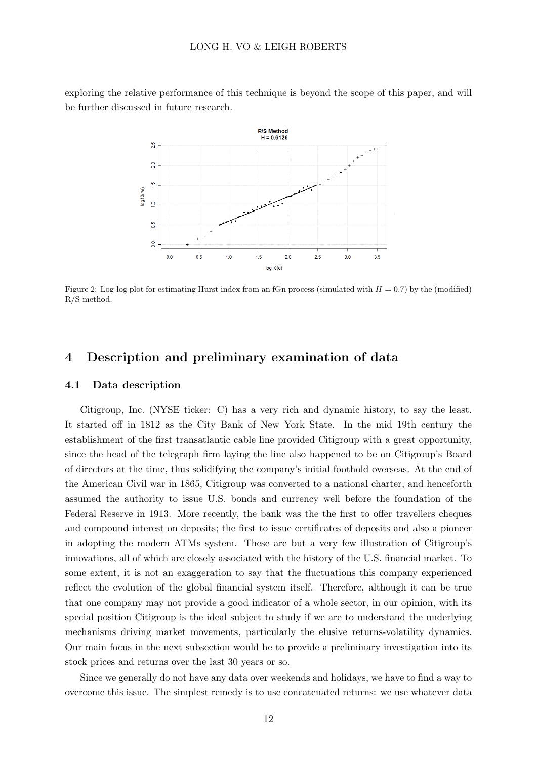exploring the relative performance of this technique is beyond the scope of this paper, and will be further discussed in future research.

Figure 2: Log-log plot for estimating Hurst index from an fGn process (simulated with $H = 0.7$) by the (modified) R/S method.

# 4 Description and preliminary examination of data

## 4.1 Data description

Citigroup, Inc. (NYSE ticker: C) has a very rich and dynamic history, to say the least. It started off in 1812 as the City Bank of New York State. In the mid 19th century the establishment of the first transatlantic cable line provided Citigroup with a great opportunity, since the head of the telegraph firm laying the line also happened to be on Citigroup's Board of directors at the time, thus solidifying the company's initial foothold overseas. At the end of the American Civil war in 1865, Citigroup was converted to a national charter, and henceforth assumed the authority to issue U.S. bonds and currency well before the foundation of the Federal Reserve in 1913. More recently, the bank was the the first to offer travellers cheques and compound interest on deposits; the first to issue certificates of deposits and also a pioneer in adopting the modern ATMs system. These are but a very few illustration of Citigroup's innovations, all of which are closely associated with the history of the U.S. financial market. To some extent, it is not an exaggeration to say that the fluctuations this company experienced reflect the evolution of the global financial system itself. Therefore, although it can be true that one company may not provide a good indicator of a whole sector, in our opinion, with its special position Citigroup is the ideal subject to study if we are to understand the underlying mechanisms driving market movements, particularly the elusive returns-volatility dynamics. Our main focus in the next subsection would be to provide a preliminary investigation into its stock prices and returns over the last 30 years or so.

Since we generally do not have any data over weekends and holidays, we have to find a way to overcome this issue. The simplest remedy is to use concatenated returns: we use whatever data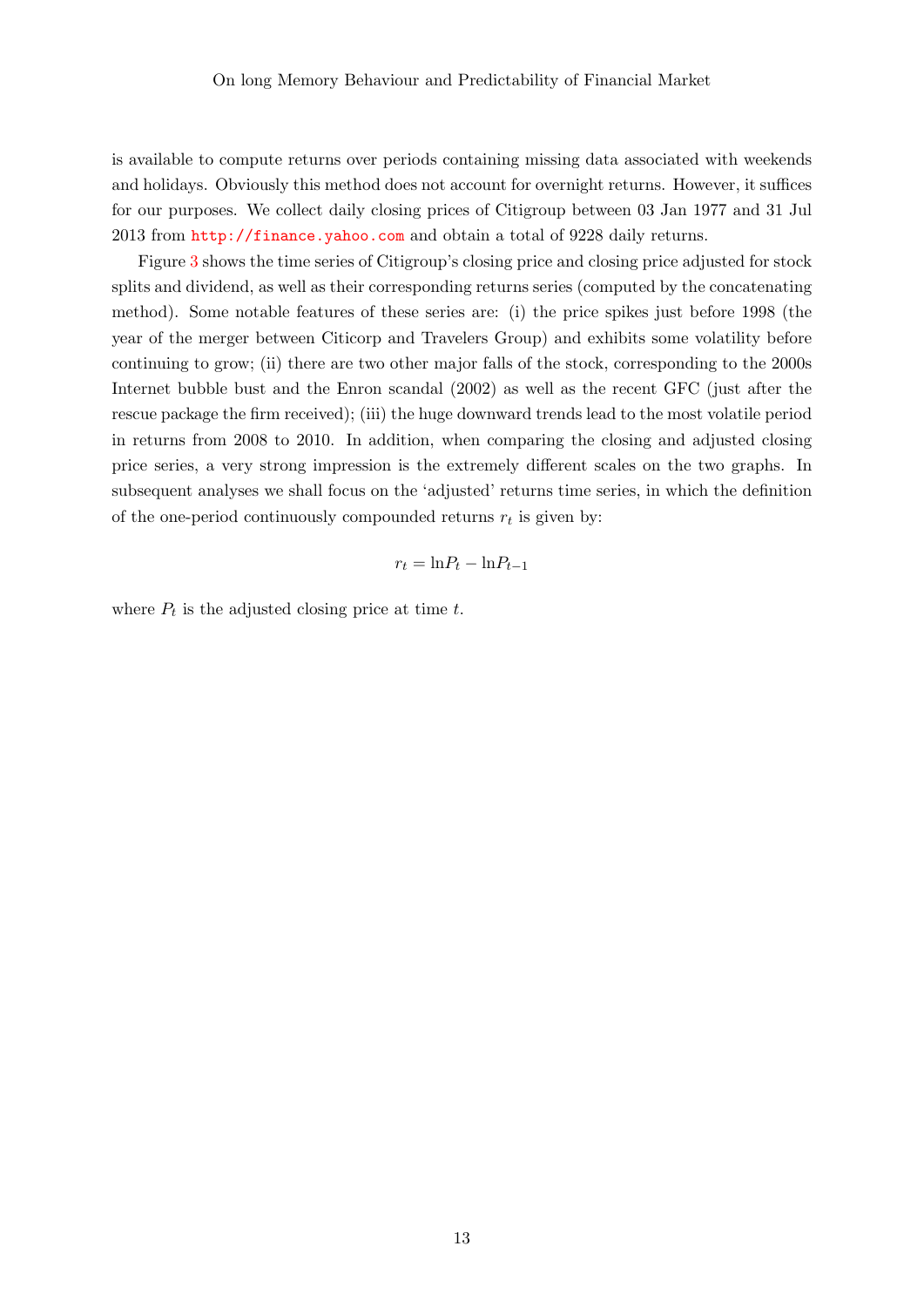is available to compute returns over periods containing missing data associated with weekends and holidays. Obviously this method does not account for overnight returns. However, it suffices for our purposes. We collect daily closing prices of Citigroup between 03 Jan 1977 and 31 Jul 2013 from http://finance.yahoo.com and obtain a total of 9228 daily returns.

Figure 3 shows the time series of Citigroup's closing price and closing price adjusted for stock splits and dividend, as well as their corresponding returns series (computed by the concatenating method). Some notable features of these series are: (i) the price spikes just before 1998 (the year of the merger between Citicorp and Travelers Group) and exhibits some volatility before continuing to grow; (ii) there are two other major falls of the stock, corresponding to the 2000s Internet bubble bust and the Enron scandal (2002) as well as the recent GFC (just after the rescue package the firm received); (iii) the huge downward trends lead to the most volatile period in returns from 2008 to 2010. In addition, when comparing the closing and adjusted closing price series, a very strong impression is the extremely different scales on the two graphs. In subsequent analyses we shall focus on the 'adjusted' returns time series, in which the definition of the one-period continuously compounded returns $r_t$ is given by:

$$r_t = \ln P_t - \ln P_{t-1}$$

where $P_t$ is the adjusted closing price at time $t$.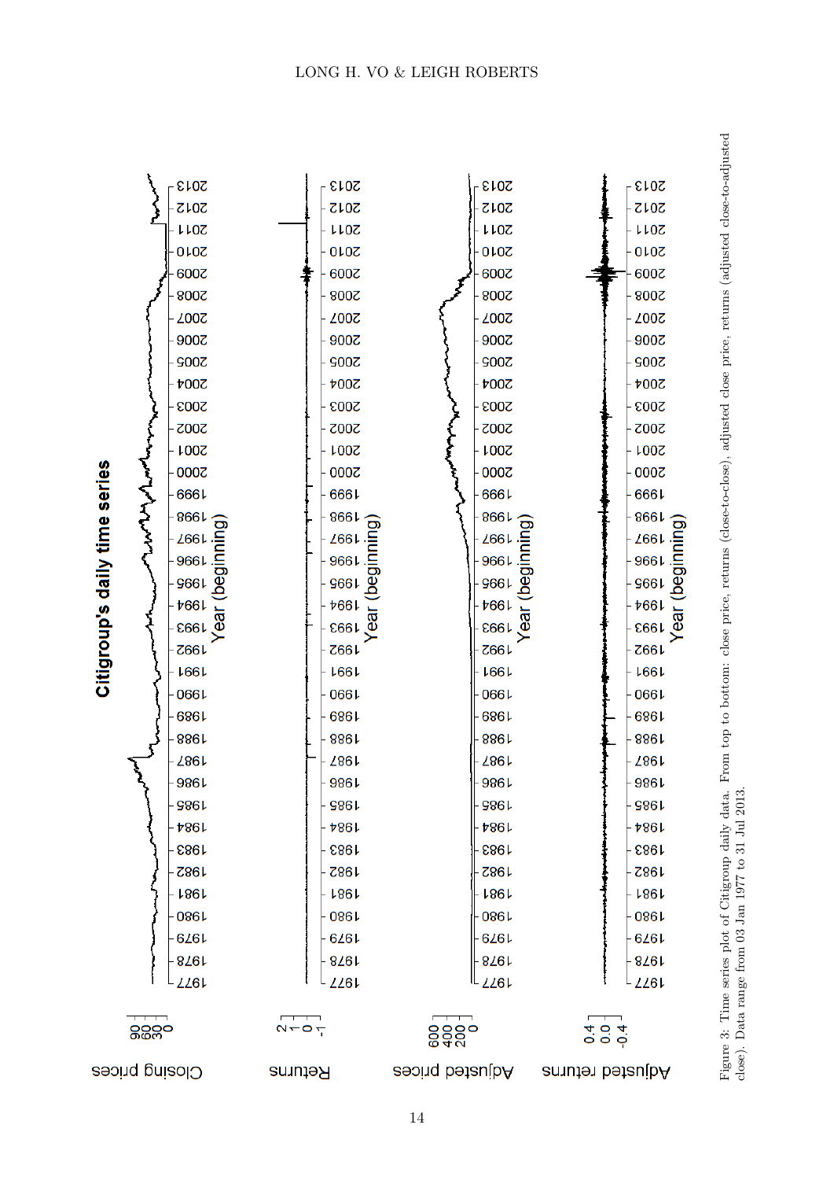Figure 3: Time series plot of Citigroup daily data. From top to bottom: close price, returns (close-to-close), adjusted close price, returns (adjusted close-to-adjusted close). Data range from 03 Jan 1977 to 31 Jul 2013.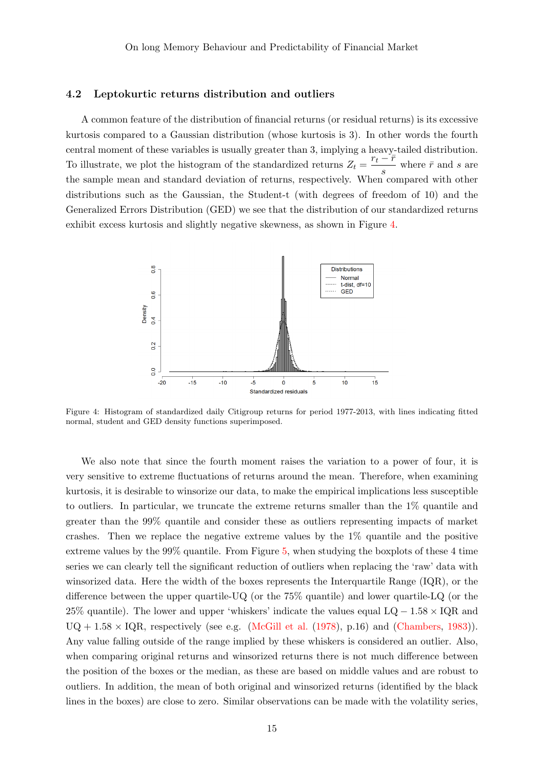### 4.2 Leptokurtic returns distribution and outliers

A common feature of the distribution of financial returns (or residual returns) is its excessive kurtosis compared to a Gaussian distribution (whose kurtosis is 3). In other words the fourth central moment of these variables is usually greater than 3, implying a heavy-tailed distribution. To illustrate, we plot the histogram of the standardized returns $Z_t = \dfrac{r_t - \bar{r}}{s}$ where $\bar{r}$ and $s$ are the sample mean and standard deviation of returns, respectively. When compared with other distributions such as the Gaussian, the Student-t (with degrees of freedom of 10) and the Generalized Errors Distribution (GED) we see that the distribution of our standardized returns exhibit excess kurtosis and slightly negative skewness, as shown in Figure 4.

Figure 4: Histogram of standardized daily Citigroup returns for period 1977-2013, with lines indicating fitted normal, student and GED density functions superimposed.

We also note that since the fourth moment raises the variation to a power of four, it is very sensitive to extreme fluctuations of returns around the mean. Therefore, when examining kurtosis, it is desirable to winsorize our data, to make the empirical implications less susceptible to outliers. In particular, we truncate the extreme returns smaller than the 1% quantile and greater than the 99% quantile and consider these as outliers representing impacts of market crashes. Then we replace the negative extreme values by the 1% quantile and the positive extreme values by the 99% quantile. From Figure 5, when studying the boxplots of these 4 time series we can clearly tell the significant reduction of outliers when replacing the 'raw' data with winsorized data. Here the width of the boxes represents the Interquartile Range (IQR), or the difference between the upper quartile-UQ (or the 75% quantile) and lower quartile-LQ (or the 25% quantile). The lower and upper 'whiskers' indicate the values equal $\mathrm{LQ} - 1.58 \times \mathrm{IQR}$ and $\mathrm{UQ} + 1.58 \times \mathrm{IQR}$, respectively (see e.g. (McGill et al. (1978), p.16) and (Chambers, 1983)). Any value falling outside of the range implied by these whiskers is considered an outlier. Also, when comparing original returns and winsorized returns there is not much difference between the position of the boxes or the median, as these are based on middle values and are robust to outliers. In addition, the mean of both original and winsorized returns (identified by the black lines in the boxes) are close to zero. Similar observations can be made with the volatility series,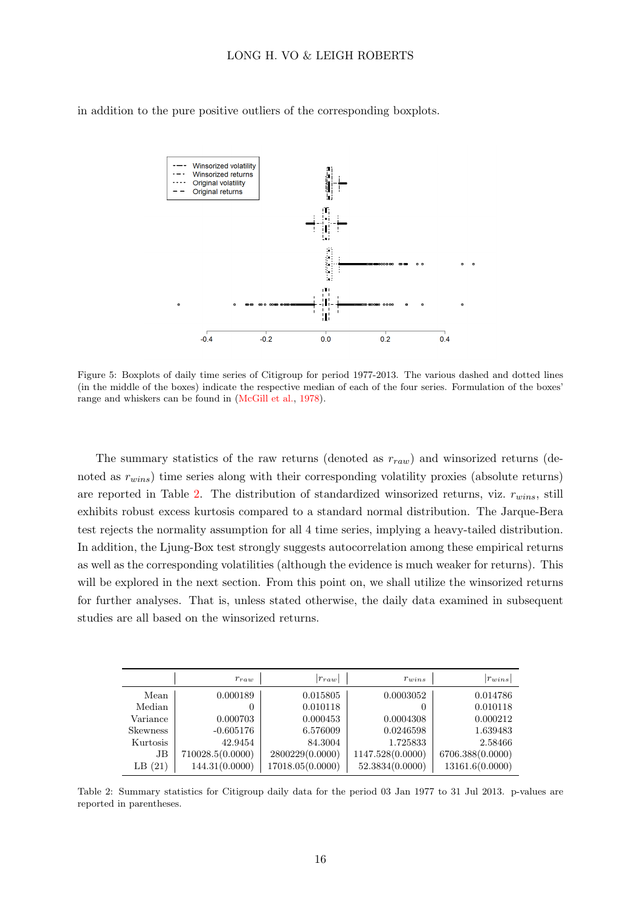in addition to the pure positive outliers of the corresponding boxplots.

Figure 5: Boxplots of daily time series of Citigroup for period 1977-2013. The various dashed and dotted lines (in the middle of the boxes) indicate the respective median of each of the four series. Formulation of the boxes' range and whiskers can be found in (McGill et al., 1978).

The summary statistics of the raw returns (denoted as $r_{raw}$) and winsorized returns (denoted as $r_{wins}$) time series along with their corresponding volatility proxies (absolute returns) are reported in Table 2. The distribution of standardized winsorized returns, viz. $r_{wins}$, still exhibits robust excess kurtosis compared to a standard normal distribution. The Jarque-Bera test rejects the normality assumption for all 4 time series, implying a heavy-tailed distribution. In addition, the Ljung-Box test strongly suggests autocorrelation among these empirical returns as well as the corresponding volatilities (although the evidence is much weaker for returns). This will be explored in the next section. From this point on, we shall utilize the winsorized returns for further analyses. That is, unless stated otherwise, the daily data examined in subsequent studies are all based on the winsorized returns.

| | $r_{raw}$ | $\|r_{raw}\|$ | $r_{wins}$ | $\|r_{wins}\|$ |
|---|---|---|---|---|
| Mean | 0.000189 | 0.015805 | 0.0003052 | 0.014786 |
| Median | 0 | 0.010118 | 0 | 0.010118 |
| Variance | 0.000703 | 0.000453 | 0.0004308 | 0.000212 |
| Skewness | −0.605176 | 6.576009 | 0.0246598 | 1.639483 |
| Kurtosis | 42.9454 | 84.3004 | 1.725833 | 2.58466 |
| JB | 710028.5(0.0000) | 2800229(0.0000) | 1147.528(0.0000) | 6706.388(0.0000) |
| LB (21) | 144.31(0.0000) | 17018.05(0.0000) | 52.3834(0.0000) | 13161.6(0.0000) |

Table 2: Summary statistics for Citigroup daily data for the period 03 Jan 1977 to 31 Jul 2013. p-values are reported in parentheses.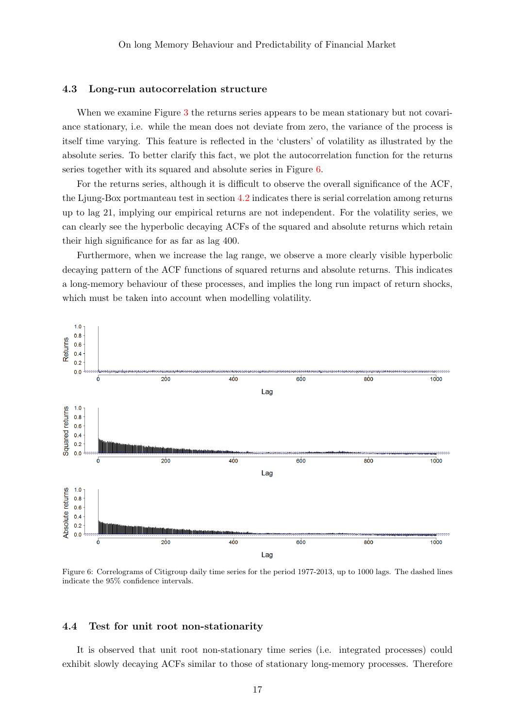### 4.3 Long-run autocorrelation structure

When we examine Figure 3 the returns series appears to be mean stationary but not covariance stationary, i.e. while the mean does not deviate from zero, the variance of the process is itself time varying. This feature is reflected in the 'clusters' of volatility as illustrated by the absolute series. To better clarify this fact, we plot the autocorrelation function for the returns series together with its squared and absolute series in Figure 6.

For the returns series, although it is difficult to observe the overall significance of the ACF, the Ljung-Box portmanteau test in section 4.2 indicates there is serial correlation among returns up to lag 21, implying our empirical returns are not independent. For the volatility series, we can clearly see the hyperbolic decaying ACFs of the squared and absolute returns which retain their high significance for as far as lag 400.

Furthermore, when we increase the lag range, we observe a more clearly visible hyperbolic decaying pattern of the ACF functions of squared returns and absolute returns. This indicates a long-memory behaviour of these processes, and implies the long run impact of return shocks, which must be taken into account when modelling volatility.

Figure 6: Correlograms of Citigroup daily time series for the period 1977-2013, up to 1000 lags. The dashed lines indicate the 95% confidence intervals.

### 4.4 Test for unit root non-stationarity

It is observed that unit root non-stationary time series (i.e. integrated processes) could exhibit slowly decaying ACFs similar to those of stationary long-memory processes. Therefore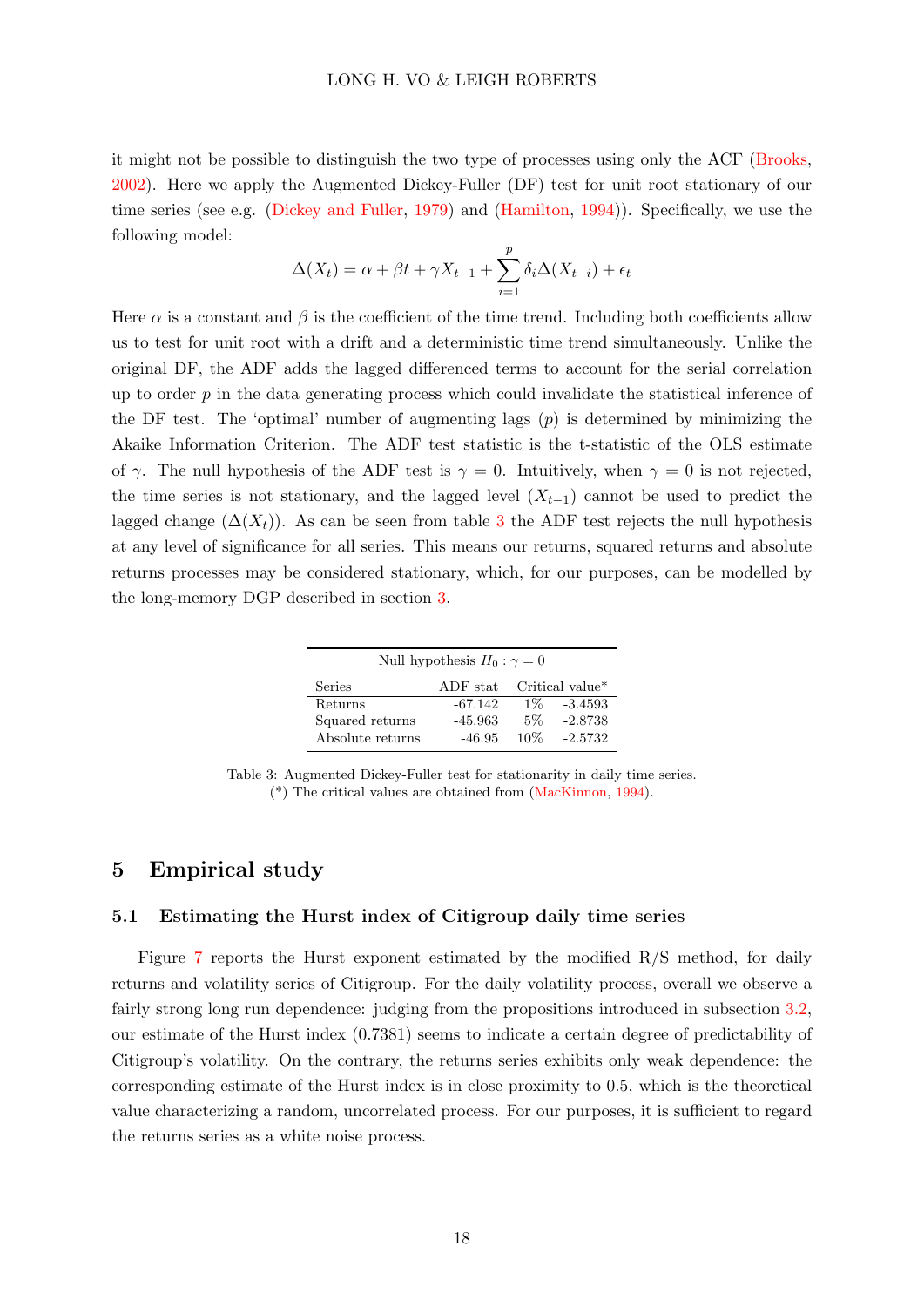it might not be possible to distinguish the two type of processes using only the ACF (Brooks, 2002). Here we apply the Augmented Dickey-Fuller (DF) test for unit root stationary of our time series (see e.g. (Dickey and Fuller, 1979) and (Hamilton, 1994)). Specifically, we use the following model:

$$\Delta(X_t) = \alpha + \beta t + \gamma X_{t-1} + \sum_{i=1}^{p} \delta_i \Delta(X_{t-i}) + \epsilon_t$$

Here $\alpha$ is a constant and $\beta$ is the coefficient of the time trend. Including both coefficients allow us to test for unit root with a drift and a deterministic time trend simultaneously. Unlike the original DF, the ADF adds the lagged differenced terms to account for the serial correlation up to order $p$ in the data generating process which could invalidate the statistical inference of the DF test. The 'optimal' number of augmenting lags ($p$) is determined by minimizing the Akaike Information Criterion. The ADF test statistic is the t-statistic of the OLS estimate of $\gamma$. The null hypothesis of the ADF test is $\gamma = 0$. Intuitively, when $\gamma = 0$ is not rejected, the time series is not stationary, and the lagged level ($X_{t-1}$) cannot be used to predict the lagged change ($\Delta(X_t)$). As can be seen from table 3 the ADF test rejects the null hypothesis at any level of significance for all series. This means our returns, squared returns and absolute returns processes may be considered stationary, which, for our purposes, can be modelled by the long-memory DGP described in section 3.

| Null hypothesis $H_0 : \gamma = 0$ | | | |
|---|---|---|---|
| Series | ADF stat | Critical value* | |
| Returns | -67.142 | 1% | -3.4593 |
| Squared returns | -45.963 | 5% | -2.8738 |
| Absolute returns | -46.95 | 10% | -2.5732 |

Table 3: Augmented Dickey-Fuller test for stationarity in daily time series.
(*) The critical values are obtained from (MacKinnon, 1994).

## 5 Empirical study

### 5.1 Estimating the Hurst index of Citigroup daily time series

Figure 7 reports the Hurst exponent estimated by the modified R/S method, for daily returns and volatility series of Citigroup. For the daily volatility process, overall we observe a fairly strong long run dependence: judging from the propositions introduced in subsection 3.2, our estimate of the Hurst index (0.7381) seems to indicate a certain degree of predictability of Citigroup's volatility. On the contrary, the returns series exhibits only weak dependence: the corresponding estimate of the Hurst index is in close proximity to 0.5, which is the theoretical value characterizing a random, uncorrelated process. For our purposes, it is sufficient to regard the returns series as a white noise process.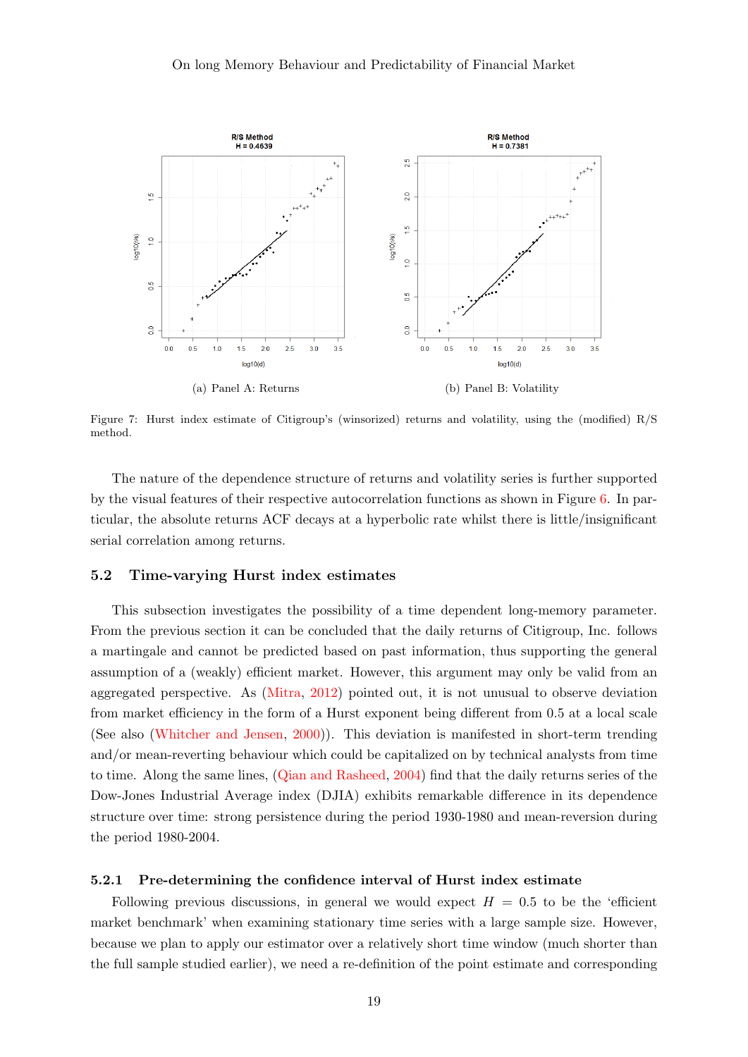(a) Panel A: Returns

(b) Panel B: Volatility

Figure 7: Hurst index estimate of Citigroup's (winsorized) returns and volatility, using the (modified) R/S method.

The nature of the dependence structure of returns and volatility series is further supported by the visual features of their respective autocorrelation functions as shown in Figure 6. In particular, the absolute returns ACF decays at a hyperbolic rate whilst there is little/insignificant serial correlation among returns.

## 5.2 Time-varying Hurst index estimates

This subsection investigates the possibility of a time dependent long-memory parameter. From the previous section it can be concluded that the daily returns of Citigroup, Inc. follows a martingale and cannot be predicted based on past information, thus supporting the general assumption of a (weakly) efficient market. However, this argument may only be valid from an aggregated perspective. As (Mitra, 2012) pointed out, it is not unusual to observe deviation from market efficiency in the form of a Hurst exponent being different from 0.5 at a local scale (See also (Whitcher and Jensen, 2000)). This deviation is manifested in short-term trending and/or mean-reverting behaviour which could be capitalized on by technical analysts from time to time. Along the same lines, (Qian and Rasheed, 2004) find that the daily returns series of the Dow-Jones Industrial Average index (DJIA) exhibits remarkable difference in its dependence structure over time: strong persistence during the period 1930-1980 and mean-reversion during the period 1980-2004.

### 5.2.1 Pre-determining the confidence interval of Hurst index estimate

Following previous discussions, in general we would expect $H = 0.5$ to be the 'efficient market benchmark' when examining stationary time series with a large sample size. However, because we plan to apply our estimator over a relatively short time window (much shorter than the full sample studied earlier), we need a re-definition of the point estimate and corresponding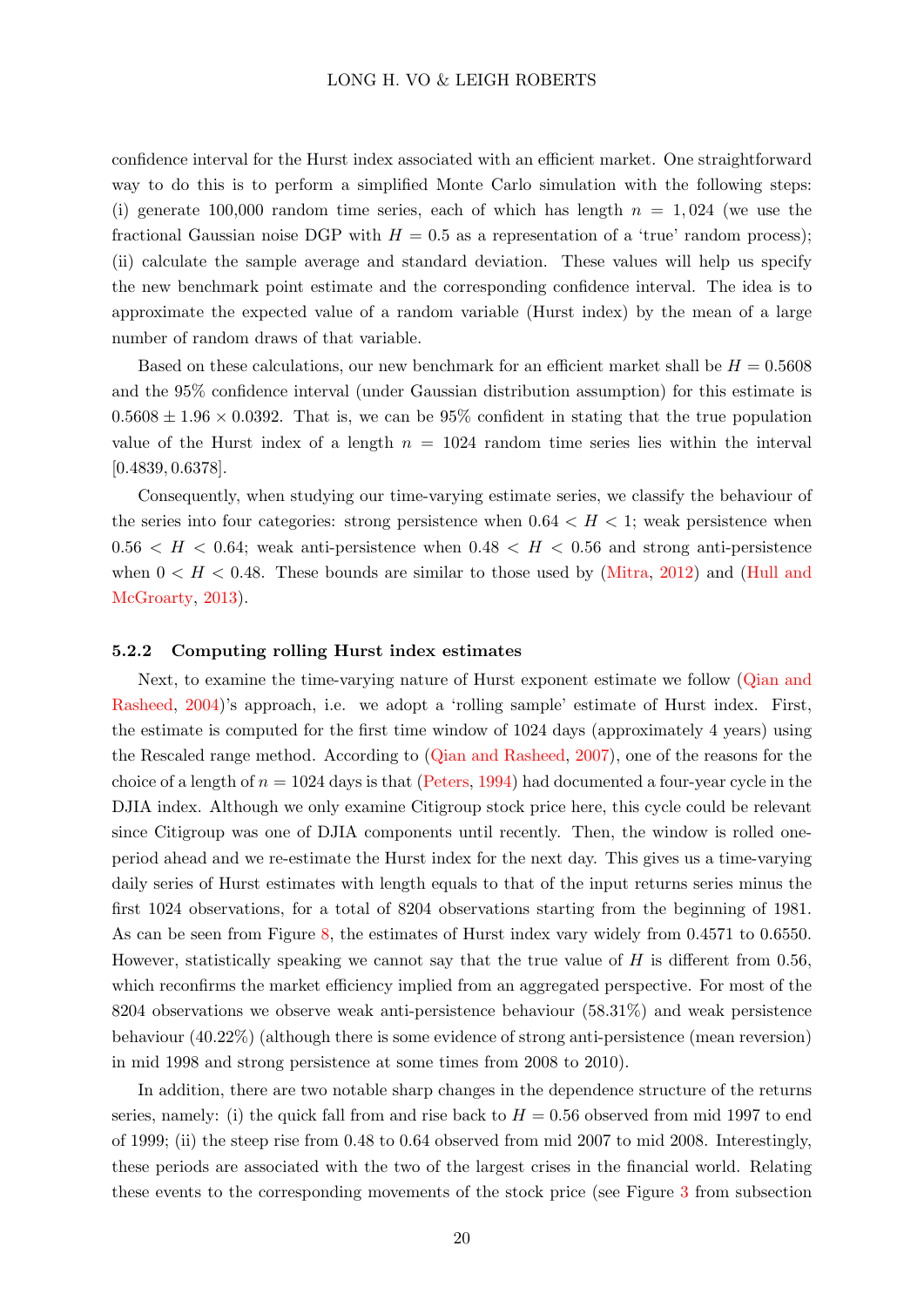confidence interval for the Hurst index associated with an efficient market. One straightforward way to do this is to perform a simplified Monte Carlo simulation with the following steps: (i) generate 100,000 random time series, each of which has length $n = 1,024$ (we use the fractional Gaussian noise DGP with $H = 0.5$ as a representation of a 'true' random process); (ii) calculate the sample average and standard deviation. These values will help us specify the new benchmark point estimate and the corresponding confidence interval. The idea is to approximate the expected value of a random variable (Hurst index) by the mean of a large number of random draws of that variable.

Based on these calculations, our new benchmark for an efficient market shall be $H = 0.5608$ and the 95% confidence interval (under Gaussian distribution assumption) for this estimate is $0.5608 \pm 1.96 \times 0.0392$. That is, we can be 95% confident in stating that the true population value of the Hurst index of a length $n = 1024$ random time series lies within the interval $[0.4839, 0.6378]$.

Consequently, when studying our time-varying estimate series, we classify the behaviour of the series into four categories: strong persistence when $0.64 < H < 1$; weak persistence when $0.56 < H < 0.64$; weak anti-persistence when $0.48 < H < 0.56$ and strong anti-persistence when $0 < H < 0.48$. These bounds are similar to those used by (Mitra, 2012) and (Hull and McGroarty, 2013).

#### 5.2.2 Computing rolling Hurst index estimates

Next, to examine the time-varying nature of Hurst exponent estimate we follow (Qian and Rasheed, 2004)'s approach, i.e. we adopt a 'rolling sample' estimate of Hurst index. First, the estimate is computed for the first time window of 1024 days (approximately 4 years) using the Rescaled range method. According to (Qian and Rasheed, 2007), one of the reasons for the choice of a length of $n = 1024$ days is that (Peters, 1994) had documented a four-year cycle in the DJIA index. Although we only examine Citigroup stock price here, this cycle could be relevant since Citigroup was one of DJIA components until recently. Then, the window is rolled one-period ahead and we re-estimate the Hurst index for the next day. This gives us a time-varying daily series of Hurst estimates with length equals to that of the input returns series minus the first 1024 observations, for a total of 8204 observations starting from the beginning of 1981. As can be seen from Figure 8, the estimates of Hurst index vary widely from 0.4571 to 0.6550. However, statistically speaking we cannot say that the true value of $H$ is different from 0.56, which reconfirms the market efficiency implied from an aggregated perspective. For most of the 8204 observations we observe weak anti-persistence behaviour (58.31%) and weak persistence behaviour (40.22%) (although there is some evidence of strong anti-persistence (mean reversion) in mid 1998 and strong persistence at some times from 2008 to 2010).

In addition, there are two notable sharp changes in the dependence structure of the returns series, namely: (i) the quick fall from and rise back to $H = 0.56$ observed from mid 1997 to end of 1999; (ii) the steep rise from 0.48 to 0.64 observed from mid 2007 to mid 2008. Interestingly, these periods are associated with the two of the largest crises in the financial world. Relating these events to the corresponding movements of the stock price (see Figure 3 from subsection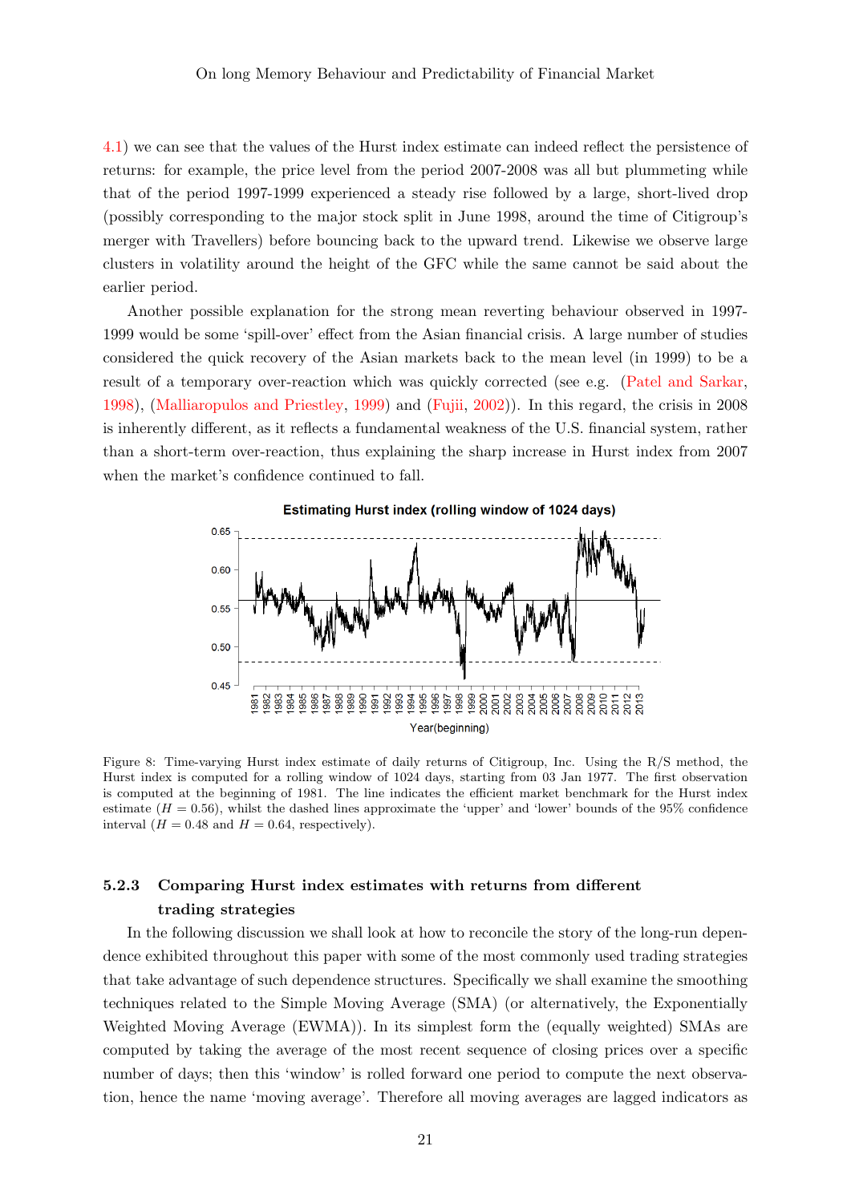4.1) we can see that the values of the Hurst index estimate can indeed reflect the persistence of returns: for example, the price level from the period 2007-2008 was all but plummeting while that of the period 1997-1999 experienced a steady rise followed by a large, short-lived drop (possibly corresponding to the major stock split in June 1998, around the time of Citigroup's merger with Travellers) before bouncing back to the upward trend. Likewise we observe large clusters in volatility around the height of the GFC while the same cannot be said about the earlier period.

Another possible explanation for the strong mean reverting behaviour observed in 1997-1999 would be some 'spill-over' effect from the Asian financial crisis. A large number of studies considered the quick recovery of the Asian markets back to the mean level (in 1999) to be a result of a temporary over-reaction which was quickly corrected (see e.g. (Patel and Sarkar, 1998), (Malliaropulos and Priestley, 1999) and (Fujii, 2002)). In this regard, the crisis in 2008 is inherently different, as it reflects a fundamental weakness of the U.S. financial system, rather than a short-term over-reaction, thus explaining the sharp increase in Hurst index from 2007 when the market's confidence continued to fall.

Figure 8: Time-varying Hurst index estimate of daily returns of Citigroup, Inc. Using the R/S method, the Hurst index is computed for a rolling window of 1024 days, starting from 03 Jan 1977. The first observation is computed at the beginning of 1981. The line indicates the efficient market benchmark for the Hurst index estimate ($H = 0.56$), whilst the dashed lines approximate the 'upper' and 'lower' bounds of the 95% confidence interval ($H = 0.48$ and $H = 0.64$, respectively).

#### 5.2.3 Comparing Hurst index estimates with returns from different trading strategies

In the following discussion we shall look at how to reconcile the story of the long-run dependence exhibited throughout this paper with some of the most commonly used trading strategies that take advantage of such dependence structures. Specifically we shall examine the smoothing techniques related to the Simple Moving Average (SMA) (or alternatively, the Exponentially Weighted Moving Average (EWMA)). In its simplest form the (equally weighted) SMAs are computed by taking the average of the most recent sequence of closing prices over a specific number of days; then this 'window' is rolled forward one period to compute the next observation, hence the name 'moving average'. Therefore all moving averages are lagged indicators as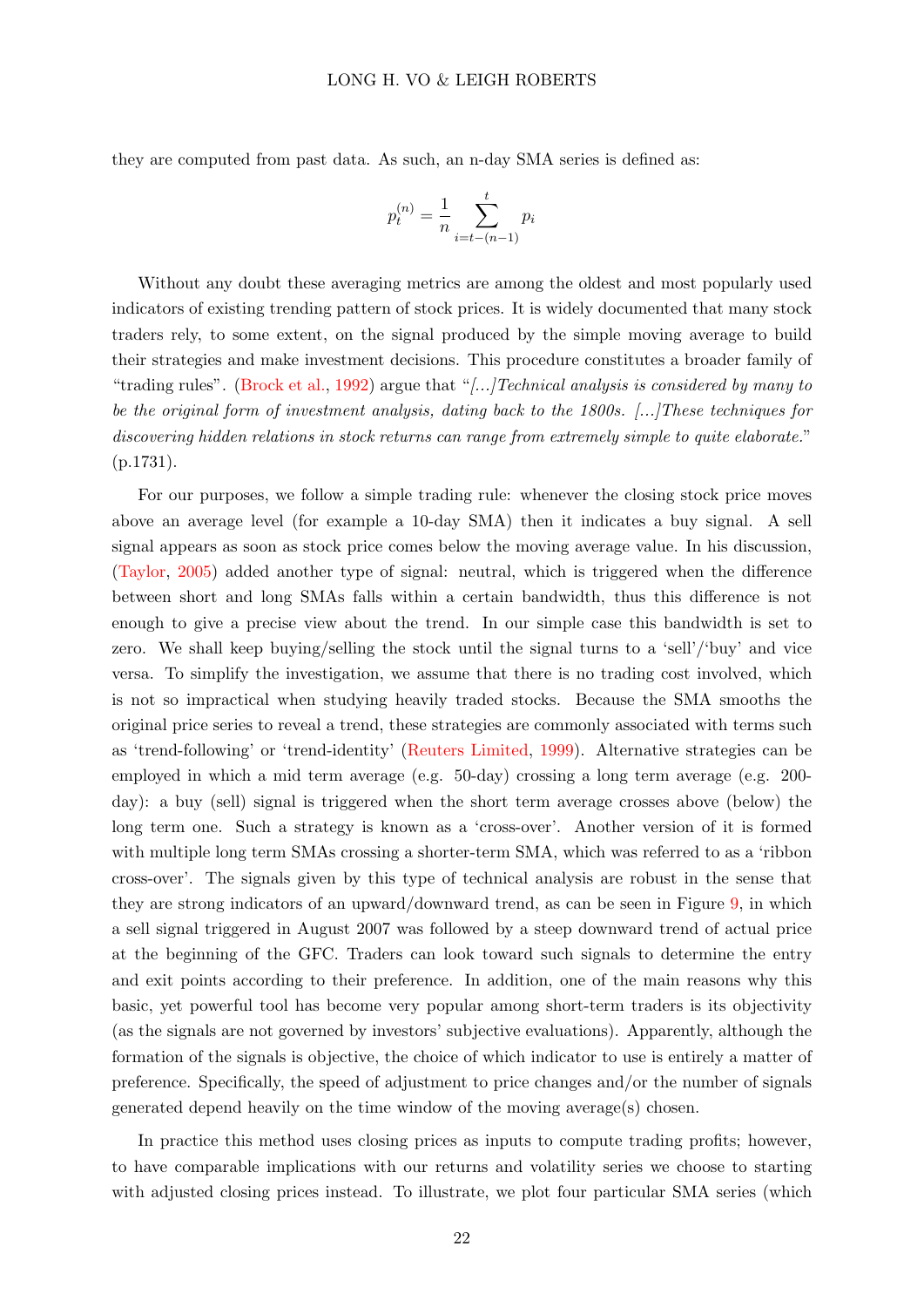they are computed from past data. As such, an n-day SMA series is defined as:

$$p_t^{(n)} = \frac{1}{n} \sum_{i=t-(n-1)}^{t} p_i$$

Without any doubt these averaging metrics are among the oldest and most popularly used indicators of existing trending pattern of stock prices. It is widely documented that many stock traders rely, to some extent, on the signal produced by the simple moving average to build their strategies and make investment decisions. This procedure constitutes a broader family of "trading rules". (Brock et al., 1992) argue that "*[...]Technical analysis is considered by many to be the original form of investment analysis, dating back to the 1800s. [...]These techniques for discovering hidden relations in stock returns can range from extremely simple to quite elaborate.*" (p.1731).

For our purposes, we follow a simple trading rule: whenever the closing stock price moves above an average level (for example a 10-day SMA) then it indicates a buy signal. A sell signal appears as soon as stock price comes below the moving average value. In his discussion, (Taylor, 2005) added another type of signal: neutral, which is triggered when the difference between short and long SMAs falls within a certain bandwidth, thus this difference is not enough to give a precise view about the trend. In our simple case this bandwidth is set to zero. We shall keep buying/selling the stock until the signal turns to a 'sell'/'buy' and vice versa. To simplify the investigation, we assume that there is no trading cost involved, which is not so impractical when studying heavily traded stocks. Because the SMA smooths the original price series to reveal a trend, these strategies are commonly associated with terms such as 'trend-following' or 'trend-identity' (Reuters Limited, 1999). Alternative strategies can be employed in which a mid term average (e.g. 50-day) crossing a long term average (e.g. 200-day): a buy (sell) signal is triggered when the short term average crosses above (below) the long term one. Such a strategy is known as a 'cross-over'. Another version of it is formed with multiple long term SMAs crossing a shorter-term SMA, which was referred to as a 'ribbon cross-over'. The signals given by this type of technical analysis are robust in the sense that they are strong indicators of an upward/downward trend, as can be seen in Figure 9, in which a sell signal triggered in August 2007 was followed by a steep downward trend of actual price at the beginning of the GFC. Traders can look toward such signals to determine the entry and exit points according to their preference. In addition, one of the main reasons why this basic, yet powerful tool has become very popular among short-term traders is its objectivity (as the signals are not governed by investors' subjective evaluations). Apparently, although the formation of the signals is objective, the choice of which indicator to use is entirely a matter of preference. Specifically, the speed of adjustment to price changes and/or the number of signals generated depend heavily on the time window of the moving average(s) chosen.

In practice this method uses closing prices as inputs to compute trading profits; however, to have comparable implications with our returns and volatility series we choose to starting with adjusted closing prices instead. To illustrate, we plot four particular SMA series (which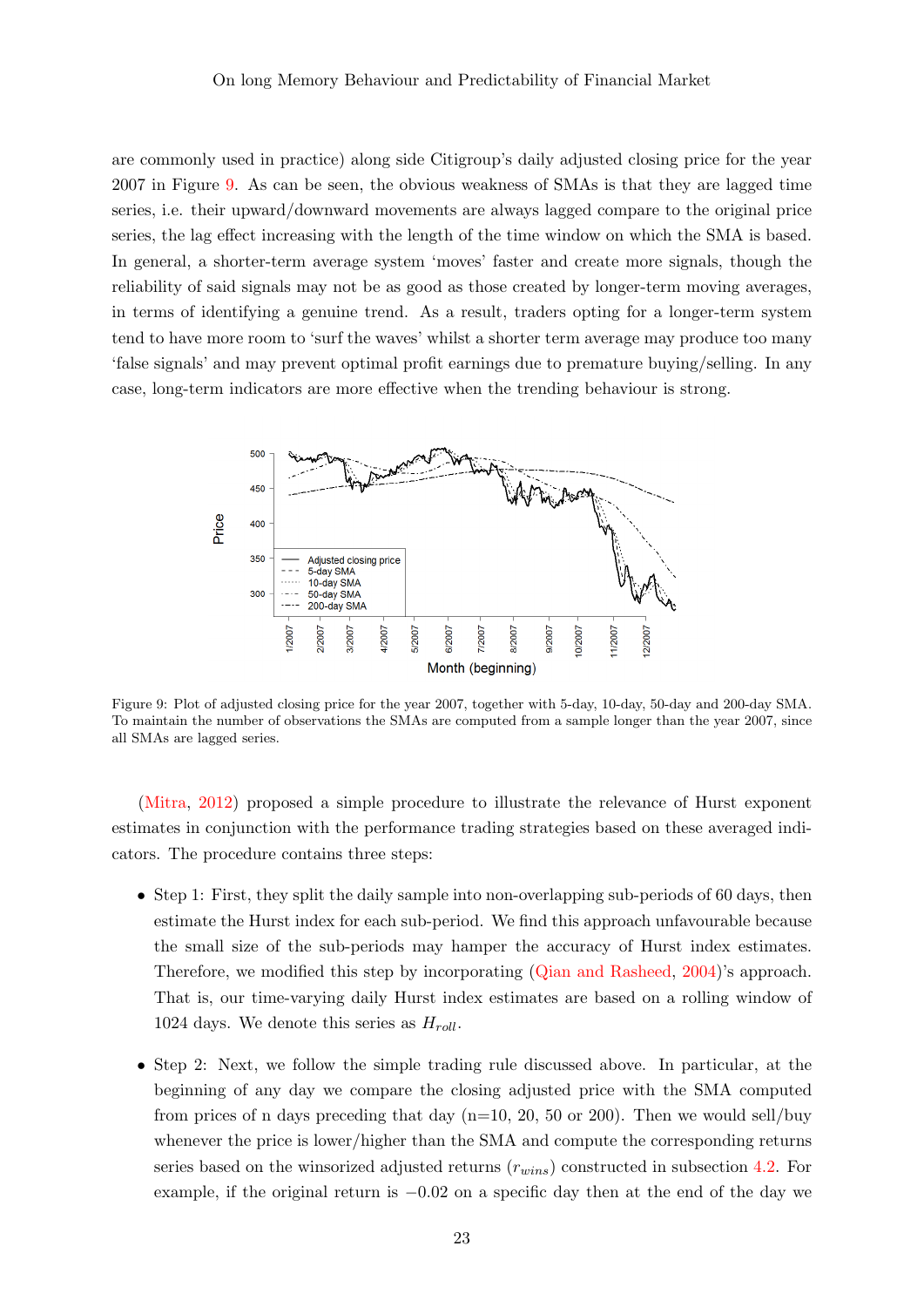are commonly used in practice) along side Citigroup's daily adjusted closing price for the year 2007 in Figure 9. As can be seen, the obvious weakness of SMAs is that they are lagged time series, i.e. their upward/downward movements are always lagged compare to the original price series, the lag effect increasing with the length of the time window on which the SMA is based. In general, a shorter-term average system 'moves' faster and create more signals, though the reliability of said signals may not be as good as those created by longer-term moving averages, in terms of identifying a genuine trend. As a result, traders opting for a longer-term system tend to have more room to 'surf the waves' whilst a shorter term average may produce too many 'false signals' and may prevent optimal profit earnings due to premature buying/selling. In any case, long-term indicators are more effective when the trending behaviour is strong.

Figure 9: Plot of adjusted closing price for the year 2007, together with 5-day, 10-day, 50-day and 200-day SMA. To maintain the number of observations the SMAs are computed from a sample longer than the year 2007, since all SMAs are lagged series.

(Mitra, 2012) proposed a simple procedure to illustrate the relevance of Hurst exponent estimates in conjunction with the performance trading strategies based on these averaged indicators. The procedure contains three steps:

- Step 1: First, they split the daily sample into non-overlapping sub-periods of 60 days, then estimate the Hurst index for each sub-period. We find this approach unfavourable because the small size of the sub-periods may hamper the accuracy of Hurst index estimates. Therefore, we modified this step by incorporating (Qian and Rasheed, 2004)'s approach. That is, our time-varying daily Hurst index estimates are based on a rolling window of 1024 days. We denote this series as $H_{roll}$.

- Step 2: Next, we follow the simple trading rule discussed above. In particular, at the beginning of any day we compare the closing adjusted price with the SMA computed from prices of n days preceding that day (n=10, 20, 50 or 200). Then we would sell/buy whenever the price is lower/higher than the SMA and compute the corresponding returns series based on the winsorized adjusted returns ($r_{wins}$) constructed in subsection 4.2. For example, if the original return is $-0.02$ on a specific day then at the end of the day we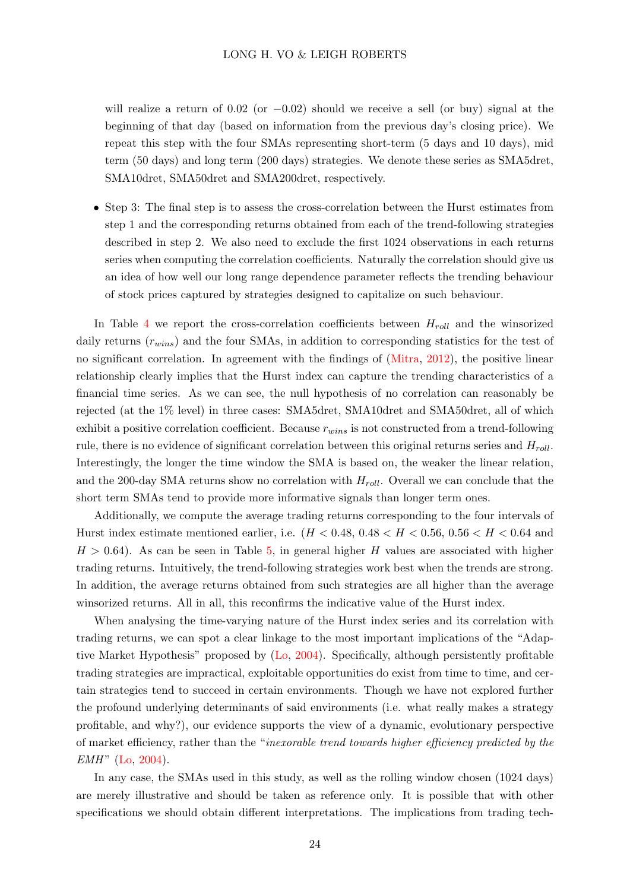will realize a return of 0.02 (or $-0.02$) should we receive a sell (or buy) signal at the beginning of that day (based on information from the previous day's closing price). We repeat this step with the four SMAs representing short-term (5 days and 10 days), mid term (50 days) and long term (200 days) strategies. We denote these series as SMA5dret, SMA10dret, SMA50dret and SMA200dret, respectively.

- Step 3: The final step is to assess the cross-correlation between the Hurst estimates from step 1 and the corresponding returns obtained from each of the trend-following strategies described in step 2. We also need to exclude the first 1024 observations in each returns series when computing the correlation coefficients. Naturally the correlation should give us an idea of how well our long range dependence parameter reflects the trending behaviour of stock prices captured by strategies designed to capitalize on such behaviour.

In Table 4 we report the cross-correlation coefficients between $H_{roll}$ and the winsorized daily returns ($r_{wins}$) and the four SMAs, in addition to corresponding statistics for the test of no significant correlation. In agreement with the findings of (Mitra, 2012), the positive linear relationship clearly implies that the Hurst index can capture the trending characteristics of a financial time series. As we can see, the null hypothesis of no correlation can reasonably be rejected (at the 1% level) in three cases: SMA5dret, SMA10dret and SMA50dret, all of which exhibit a positive correlation coefficient. Because $r_{wins}$ is not constructed from a trend-following rule, there is no evidence of significant correlation between this original returns series and $H_{roll}$. Interestingly, the longer the time window the SMA is based on, the weaker the linear relation, and the 200-day SMA returns show no correlation with $H_{roll}$. Overall we can conclude that the short term SMAs tend to provide more informative signals than longer term ones.

Additionally, we compute the average trading returns corresponding to the four intervals of Hurst index estimate mentioned earlier, i.e. ($H < 0.48$, $0.48 < H < 0.56$, $0.56 < H < 0.64$ and $H > 0.64$). As can be seen in Table 5, in general higher $H$ values are associated with higher trading returns. Intuitively, the trend-following strategies work best when the trends are strong. In addition, the average returns obtained from such strategies are all higher than the average winsorized returns. All in all, this reconfirms the indicative value of the Hurst index.

When analysing the time-varying nature of the Hurst index series and its correlation with trading returns, we can spot a clear linkage to the most important implications of the "Adaptive Market Hypothesis" proposed by (Lo, 2004). Specifically, although persistently profitable trading strategies are impractical, exploitable opportunities do exist from time to time, and certain strategies tend to succeed in certain environments. Though we have not explored further the profound underlying determinants of said environments (i.e. what really makes a strategy profitable, and why?), our evidence supports the view of a dynamic, evolutionary perspective of market efficiency, rather than the "*inexorable trend towards higher efficiency predicted by the EMH*" (Lo, 2004).

In any case, the SMAs used in this study, as well as the rolling window chosen (1024 days) are merely illustrative and should be taken as reference only. It is possible that with other specifications we should obtain different interpretations. The implications from trading tech-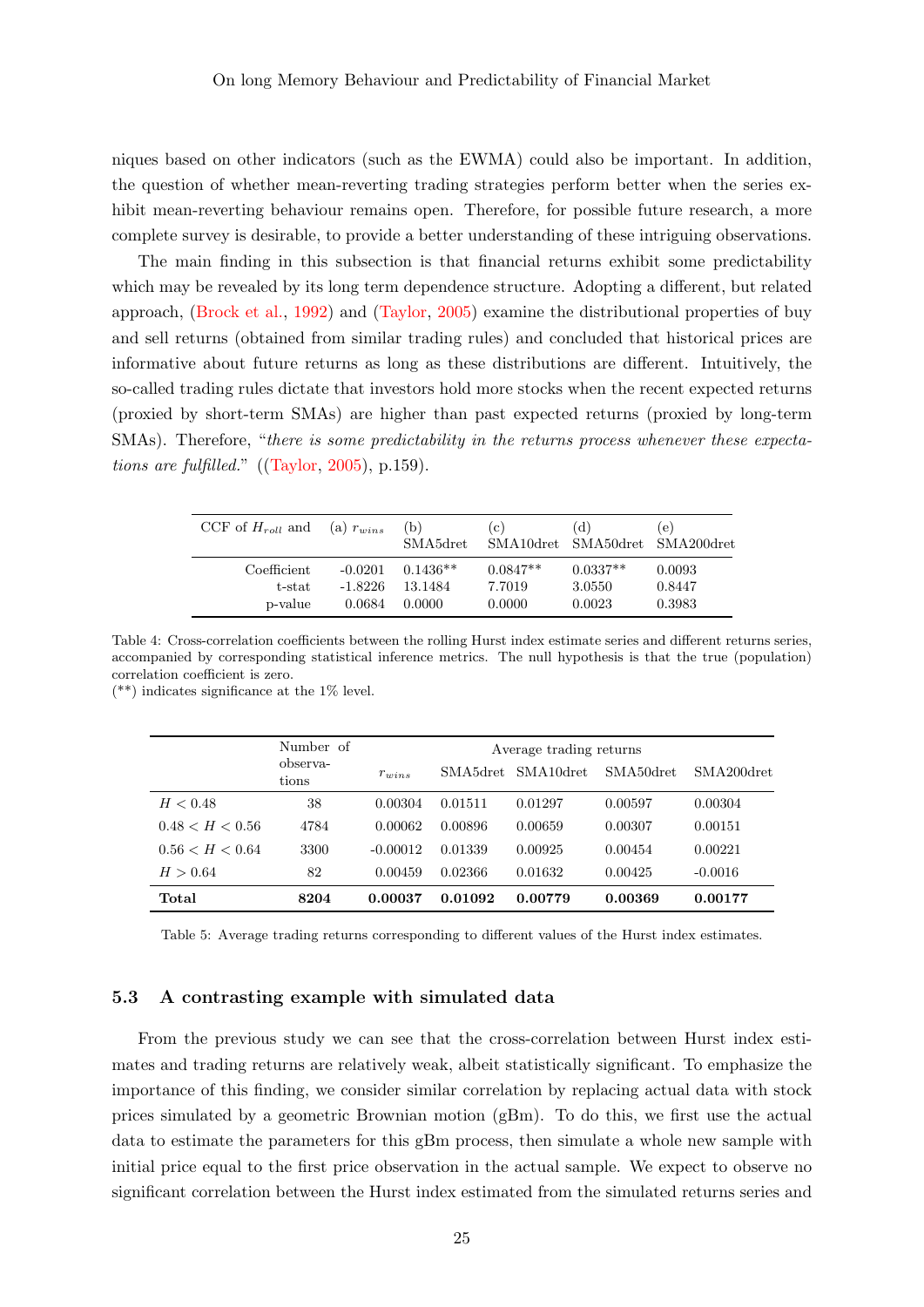niques based on other indicators (such as the EWMA) could also be important. In addition, the question of whether mean-reverting trading strategies perform better when the series exhibit mean-reverting behaviour remains open. Therefore, for possible future research, a more complete survey is desirable, to provide a better understanding of these intriguing observations.

The main finding in this subsection is that financial returns exhibit some predictability which may be revealed by its long term dependence structure. Adopting a different, but related approach, (Brock et al., 1992) and (Taylor, 2005) examine the distributional properties of buy and sell returns (obtained from similar trading rules) and concluded that historical prices are informative about future returns as long as these distributions are different. Intuitively, the so-called trading rules dictate that investors hold more stocks when the recent expected returns (proxied by short-term SMAs) are higher than past expected returns (proxied by long-term SMAs). Therefore, "*there is some predictability in the returns process whenever these expectations are fulfilled.*" ((Taylor, 2005), p.159).

| CCF of $H_{roll}$ and | (a) $r_{wins}$ | (b) SMA5dret | (c) SMA10dret | (d) SMA50dret | (e) SMA200dret |
|---|---|---|---|---|---|
| Coefficient | -0.0201 | 0.1436** | 0.0847** | 0.0337** | 0.0093 |
| t-stat | -1.8226 | 13.1484 | 7.7019 | 3.0550 | 0.8447 |
| p-value | 0.0684 | 0.0000 | 0.0000 | 0.0023 | 0.3983 |

Table 4: Cross-correlation coefficients between the rolling Hurst index estimate series and different returns series, accompanied by corresponding statistical inference metrics. The null hypothesis is that the true (population) correlation coefficient is zero.
(**) indicates significance at the 1% level.

| | Number of observations | Average trading returns | | | | |
|---|---|---|---|---|---|---|
| | | $r_{wins}$ | SMA5dret | SMA10dret | SMA50dret | SMA200dret |
| $H < 0.48$ | 38 | 0.00304 | 0.01511 | 0.01297 | 0.00597 | 0.00304 |
| $0.48 < H < 0.56$ | 4784 | 0.00062 | 0.00896 | 0.00659 | 0.00307 | 0.00151 |
| $0.56 < H < 0.64$ | 3300 | -0.00012 | 0.01339 | 0.00925 | 0.00454 | 0.00221 |
| $H > 0.64$ | 82 | 0.00459 | 0.02366 | 0.01632 | 0.00425 | -0.0016 |
| **Total** | **8204** | **0.00037** | **0.01092** | **0.00779** | **0.00369** | **0.00177** |

Table 5: Average trading returns corresponding to different values of the Hurst index estimates.

### 5.3 A contrasting example with simulated data

From the previous study we can see that the cross-correlation between Hurst index estimates and trading returns are relatively weak, albeit statistically significant. To emphasize the importance of this finding, we consider similar correlation by replacing actual data with stock prices simulated by a geometric Brownian motion (gBm). To do this, we first use the actual data to estimate the parameters for this gBm process, then simulate a whole new sample with initial price equal to the first price observation in the actual sample. We expect to observe no significant correlation between the Hurst index estimated from the simulated returns series and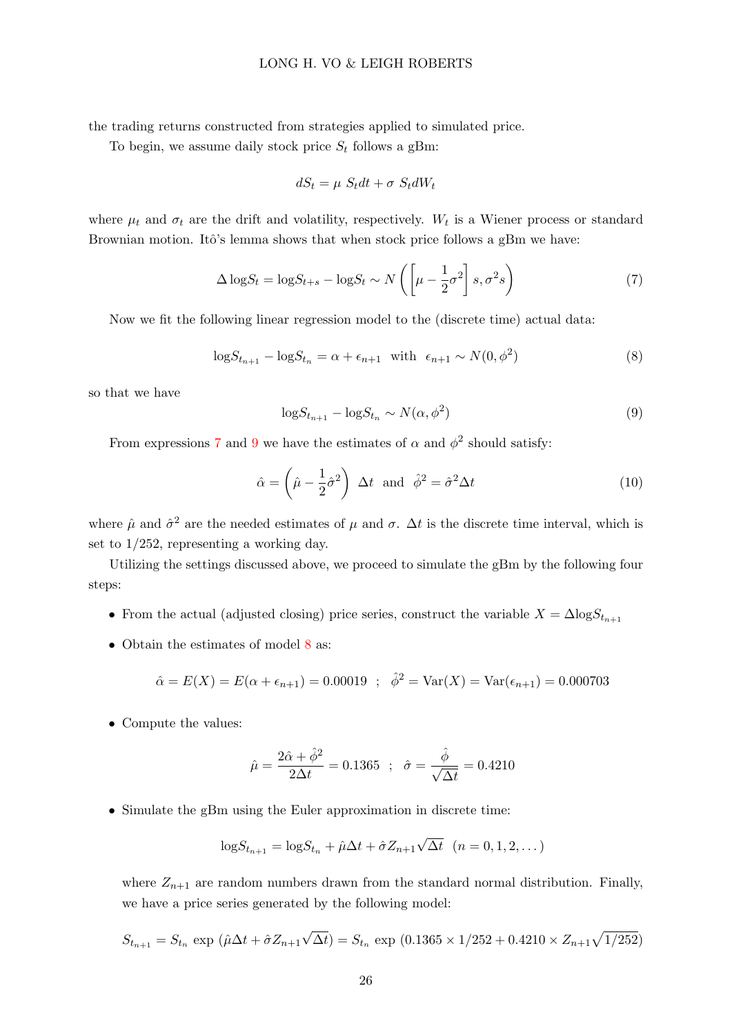the trading returns constructed from strategies applied to simulated price.

To begin, we assume daily stock price $S_t$ follows a gBm:

$$dS_t = \mu \ S_t dt + \sigma \ S_t dW_t$$

where $\mu_t$ and $\sigma_t$ are the drift and volatility, respectively. $W_t$ is a Wiener process or standard Brownian motion. Itô's lemma shows that when stock price follows a gBm we have:

$$\Delta \log S_t = \log S_{t+s} - \log S_t \sim N\left(\left[\mu - \frac{1}{2}\sigma^2\right] s, \sigma^2 s\right) \tag{7}$$

Now we fit the following linear regression model to the (discrete time) actual data:

$$\log S_{t_{n+1}} - \log S_{t_n} = \alpha + \epsilon_{n+1} \ \text{ with } \ \epsilon_{n+1} \sim N(0, \phi^2) \tag{8}$$

so that we have

$$\log S_{t_{n+1}} - \log S_{t_n} \sim N(\alpha, \phi^2) \tag{9}$$

From expressions 7 and 9 we have the estimates of $\alpha$ and $\phi^2$ should satisfy:

$$\hat{\alpha} = \left(\hat{\mu} - \frac{1}{2}\hat{\sigma}^2\right) \ \Delta t \ \text{ and } \ \hat{\phi}^2 = \hat{\sigma}^2 \Delta t \tag{10}$$

where $\hat{\mu}$ and $\hat{\sigma}^2$ are the needed estimates of $\mu$ and $\sigma$. $\Delta t$ is the discrete time interval, which is set to $1/252$, representing a working day.

Utilizing the settings discussed above, we proceed to simulate the gBm by the following four steps:

- From the actual (adjusted closing) price series, construct the variable $X = \Delta \log S_{t_{n+1}}$
- Obtain the estimates of model 8 as:

$$\hat{\alpha} = E(X) = E(\alpha + \epsilon_{n+1}) = 0.00019 \ \ ; \ \ \hat{\phi}^2 = \text{Var}(X) = \text{Var}(\epsilon_{n+1}) = 0.000703$$

- Compute the values:

$$\hat{\mu} = \frac{2\hat{\alpha} + \hat{\phi}^2}{2\Delta t} = 0.1365 \ \ ; \ \ \hat{\sigma} = \frac{\hat{\phi}}{\sqrt{\Delta t}} = 0.4210$$

- Simulate the gBm using the Euler approximation in discrete time:

$$\log S_{t_{n+1}} = \log S_{t_n} + \hat{\mu}\Delta t + \hat{\sigma} Z_{n+1}\sqrt{\Delta t} \ \ (n = 0, 1, 2, \dots)$$

where $Z_{n+1}$ are random numbers drawn from the standard normal distribution. Finally, we have a price series generated by the following model:

$$S_{t_{n+1}} = S_{t_n} \ \exp\ (\hat{\mu}\Delta t + \hat{\sigma} Z_{n+1}\sqrt{\Delta t}) = S_{t_n} \ \exp\ (0.1365 \times 1/252 + 0.4210 \times Z_{n+1}\sqrt{1/252})$$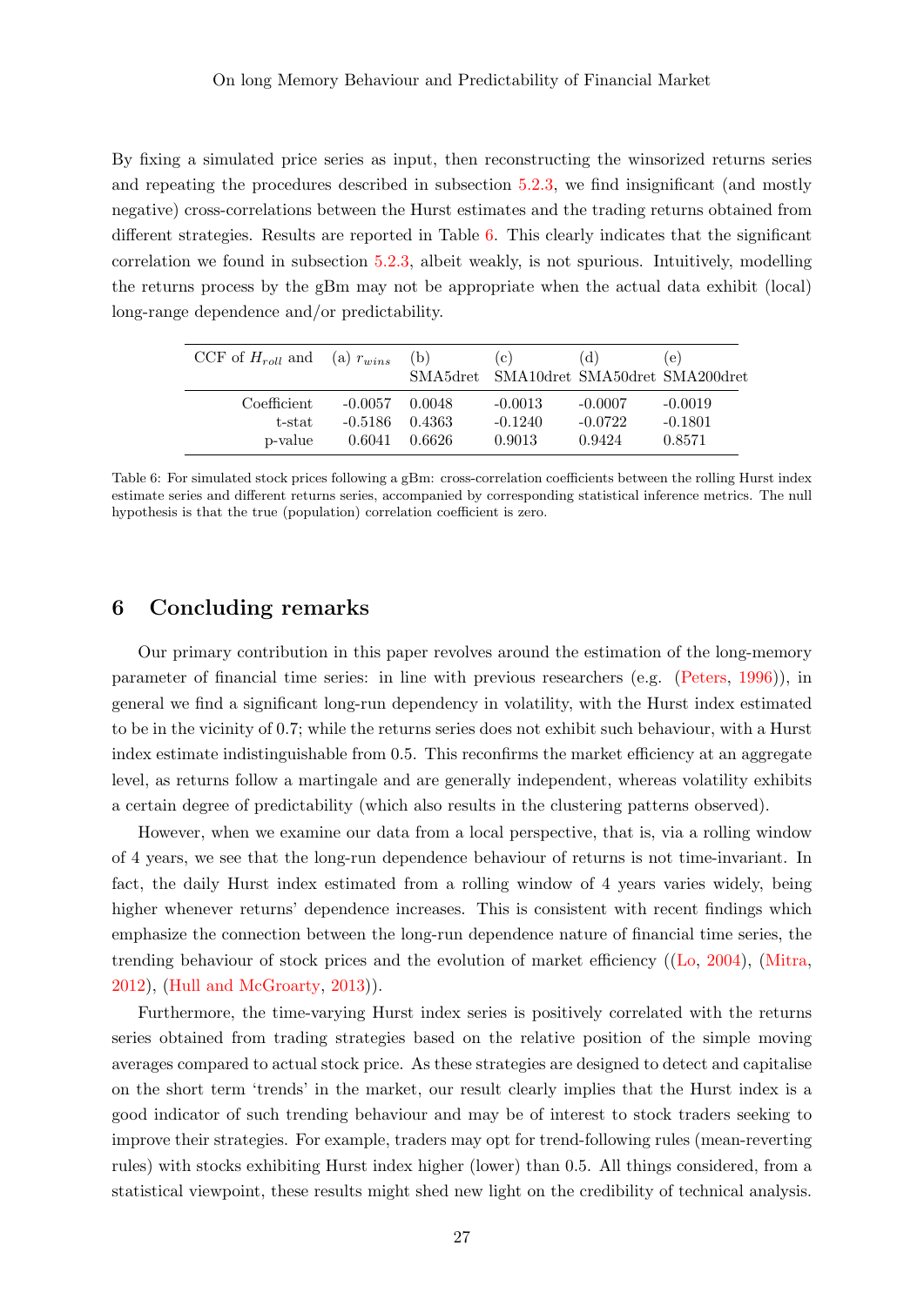By fixing a simulated price series as input, then reconstructing the winsorized returns series and repeating the procedures described in subsection 5.2.3, we find insignificant (and mostly negative) cross-correlations between the Hurst estimates and the trading returns obtained from different strategies. Results are reported in Table 6. This clearly indicates that the significant correlation we found in subsection 5.2.3, albeit weakly, is not spurious. Intuitively, modelling the returns process by the gBm may not be appropriate when the actual data exhibit (local) long-range dependence and/or predictability.

| CCF of $H_{roll}$ and | (a) $r_{wins}$ | (b) SMA5dret | (c) SMA10dret | (d) SMA50dret | (e) SMA200dret |
|---|---|---|---|---|---|
| Coefficient | -0.0057 | 0.0048 | -0.0013 | -0.0007 | -0.0019 |
| t-stat | -0.5186 | 0.4363 | -0.1240 | -0.0722 | -0.1801 |
| p-value | 0.6041 | 0.6626 | 0.9013 | 0.9424 | 0.8571 |

Table 6: For simulated stock prices following a gBm: cross-correlation coefficients between the rolling Hurst index estimate series and different returns series, accompanied by corresponding statistical inference metrics. The null hypothesis is that the true (population) correlation coefficient is zero.

# 6 Concluding remarks

Our primary contribution in this paper revolves around the estimation of the long-memory parameter of financial time series: in line with previous researchers (e.g. (Peters, 1996)), in general we find a significant long-run dependency in volatility, with the Hurst index estimated to be in the vicinity of 0.7; while the returns series does not exhibit such behaviour, with a Hurst index estimate indistinguishable from 0.5. This reconfirms the market efficiency at an aggregate level, as returns follow a martingale and are generally independent, whereas volatility exhibits a certain degree of predictability (which also results in the clustering patterns observed).

However, when we examine our data from a local perspective, that is, via a rolling window of 4 years, we see that the long-run dependence behaviour of returns is not time-invariant. In fact, the daily Hurst index estimated from a rolling window of 4 years varies widely, being higher whenever returns' dependence increases. This is consistent with recent findings which emphasize the connection between the long-run dependence nature of financial time series, the trending behaviour of stock prices and the evolution of market efficiency ((Lo, 2004), (Mitra, 2012), (Hull and McGroarty, 2013)).

Furthermore, the time-varying Hurst index series is positively correlated with the returns series obtained from trading strategies based on the relative position of the simple moving averages compared to actual stock price. As these strategies are designed to detect and capitalise on the short term 'trends' in the market, our result clearly implies that the Hurst index is a good indicator of such trending behaviour and may be of interest to stock traders seeking to improve their strategies. For example, traders may opt for trend-following rules (mean-reverting rules) with stocks exhibiting Hurst index higher (lower) than 0.5. All things considered, from a statistical viewpoint, these results might shed new light on the credibility of technical analysis.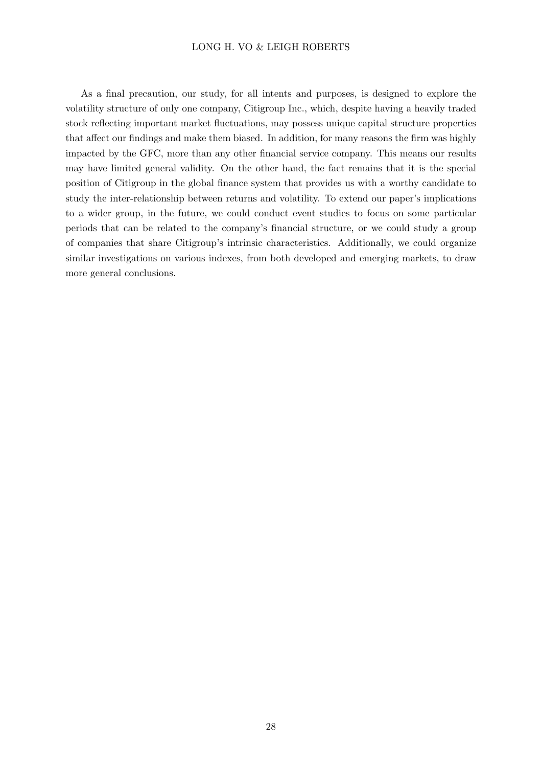As a final precaution, our study, for all intents and purposes, is designed to explore the volatility structure of only one company, Citigroup Inc., which, despite having a heavily traded stock reflecting important market fluctuations, may possess unique capital structure properties that affect our findings and make them biased. In addition, for many reasons the firm was highly impacted by the GFC, more than any other financial service company. This means our results may have limited general validity. On the other hand, the fact remains that it is the special position of Citigroup in the global finance system that provides us with a worthy candidate to study the inter-relationship between returns and volatility. To extend our paper's implications to a wider group, in the future, we could conduct event studies to focus on some particular periods that can be related to the company's financial structure, or we could study a group of companies that share Citigroup's intrinsic characteristics. Additionally, we could organize similar investigations on various indexes, from both developed and emerging markets, to draw more general conclusions.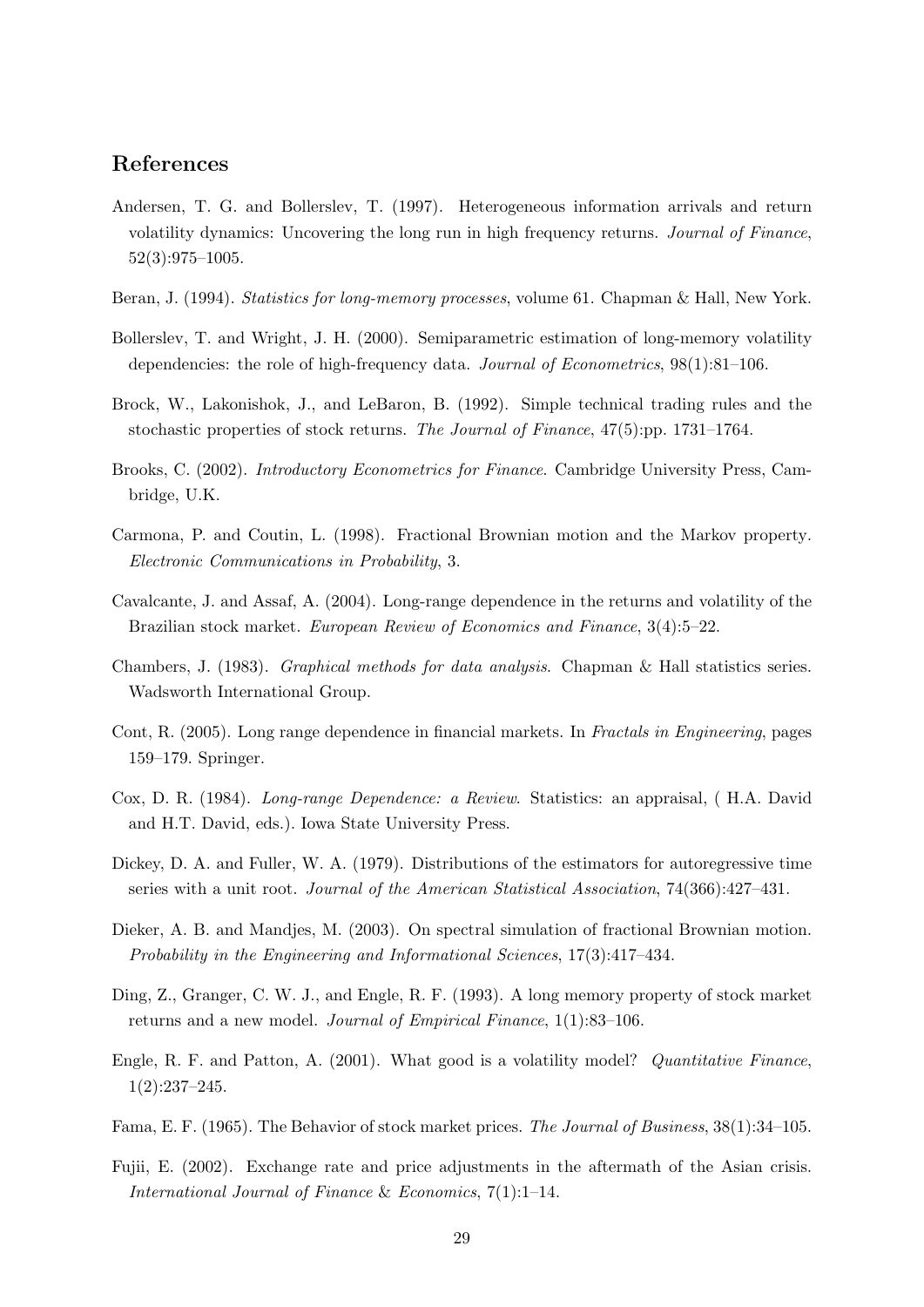## References

Andersen, T. G. and Bollerslev, T. (1997). Heterogeneous information arrivals and return volatility dynamics: Uncovering the long run in high frequency returns. *Journal of Finance*, 52(3):975–1005.

Beran, J. (1994). *Statistics for long-memory processes*, volume 61. Chapman & Hall, New York.

Bollerslev, T. and Wright, J. H. (2000). Semiparametric estimation of long-memory volatility dependencies: the role of high-frequency data. *Journal of Econometrics*, 98(1):81–106.

Brock, W., Lakonishok, J., and LeBaron, B. (1992). Simple technical trading rules and the stochastic properties of stock returns. *The Journal of Finance*, 47(5):pp. 1731–1764.

Brooks, C. (2002). *Introductory Econometrics for Finance*. Cambridge University Press, Cambridge, U.K.

Carmona, P. and Coutin, L. (1998). Fractional Brownian motion and the Markov property. *Electronic Communications in Probability*, 3.

Cavalcante, J. and Assaf, A. (2004). Long-range dependence in the returns and volatility of the Brazilian stock market. *European Review of Economics and Finance*, 3(4):5–22.

Chambers, J. (1983). *Graphical methods for data analysis*. Chapman & Hall statistics series. Wadsworth International Group.

Cont, R. (2005). Long range dependence in financial markets. In *Fractals in Engineering*, pages 159–179. Springer.

Cox, D. R. (1984). *Long-range Dependence: a Review*. Statistics: an appraisal, ( H.A. David and H.T. David, eds.). Iowa State University Press.

Dickey, D. A. and Fuller, W. A. (1979). Distributions of the estimators for autoregressive time series with a unit root. *Journal of the American Statistical Association*, 74(366):427–431.

Dieker, A. B. and Mandjes, M. (2003). On spectral simulation of fractional Brownian motion. *Probability in the Engineering and Informational Sciences*, 17(3):417–434.

Ding, Z., Granger, C. W. J., and Engle, R. F. (1993). A long memory property of stock market returns and a new model. *Journal of Empirical Finance*, 1(1):83–106.

Engle, R. F. and Patton, A. (2001). What good is a volatility model? *Quantitative Finance*, 1(2):237–245.

Fama, E. F. (1965). The Behavior of stock market prices. *The Journal of Business*, 38(1):34–105.

Fujii, E. (2002). Exchange rate and price adjustments in the aftermath of the Asian crisis. *International Journal of Finance & Economics*, 7(1):1–14.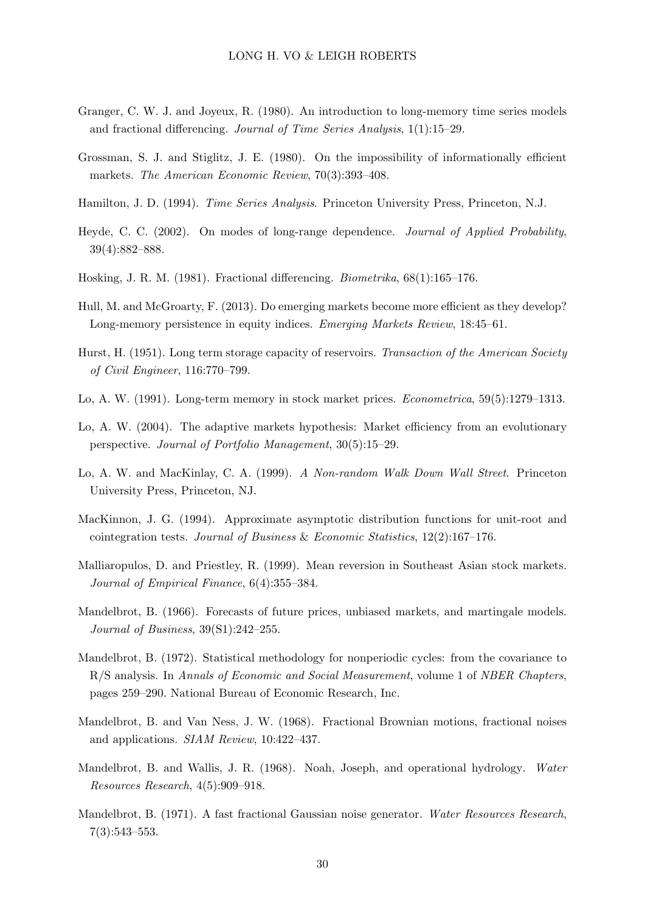Granger, C. W. J. and Joyeux, R. (1980). An introduction to long-memory time series models and fractional differencing. *Journal of Time Series Analysis*, 1(1):15–29.

Grossman, S. J. and Stiglitz, J. E. (1980). On the impossibility of informationally efficient markets. *The American Economic Review*, 70(3):393–408.

Hamilton, J. D. (1994). *Time Series Analysis*. Princeton University Press, Princeton, N.J.

Heyde, C. C. (2002). On modes of long-range dependence. *Journal of Applied Probability*, 39(4):882–888.

Hosking, J. R. M. (1981). Fractional differencing. *Biometrika*, 68(1):165–176.

Hull, M. and McGroarty, F. (2013). Do emerging markets become more efficient as they develop? Long-memory persistence in equity indices. *Emerging Markets Review*, 18:45–61.

Hurst, H. (1951). Long term storage capacity of reservoirs. *Transaction of the American Society of Civil Engineer*, 116:770–799.

Lo, A. W. (1991). Long-term memory in stock market prices. *Econometrica*, 59(5):1279–1313.

Lo, A. W. (2004). The adaptive markets hypothesis: Market efficiency from an evolutionary perspective. *Journal of Portfolio Management*, 30(5):15–29.

Lo, A. W. and MacKinlay, C. A. (1999). *A Non-random Walk Down Wall Street*. Princeton University Press, Princeton, NJ.

MacKinnon, J. G. (1994). Approximate asymptotic distribution functions for unit-root and cointegration tests. *Journal of Business & Economic Statistics*, 12(2):167–176.

Malliaropulos, D. and Priestley, R. (1999). Mean reversion in Southeast Asian stock markets. *Journal of Empirical Finance*, 6(4):355–384.

Mandelbrot, B. (1966). Forecasts of future prices, unbiased markets, and martingale models. *Journal of Business*, 39(S1):242–255.

Mandelbrot, B. (1972). Statistical methodology for nonperiodic cycles: from the covariance to R/S analysis. In *Annals of Economic and Social Measurement*, volume 1 of *NBER Chapters*, pages 259–290. National Bureau of Economic Research, Inc.

Mandelbrot, B. and Van Ness, J. W. (1968). Fractional Brownian motions, fractional noises and applications. *SIAM Review*, 10:422–437.

Mandelbrot, B. and Wallis, J. R. (1968). Noah, Joseph, and operational hydrology. *Water Resources Research*, 4(5):909–918.

Mandelbrot, B. (1971). A fast fractional Gaussian noise generator. *Water Resources Research*, 7(3):543–553.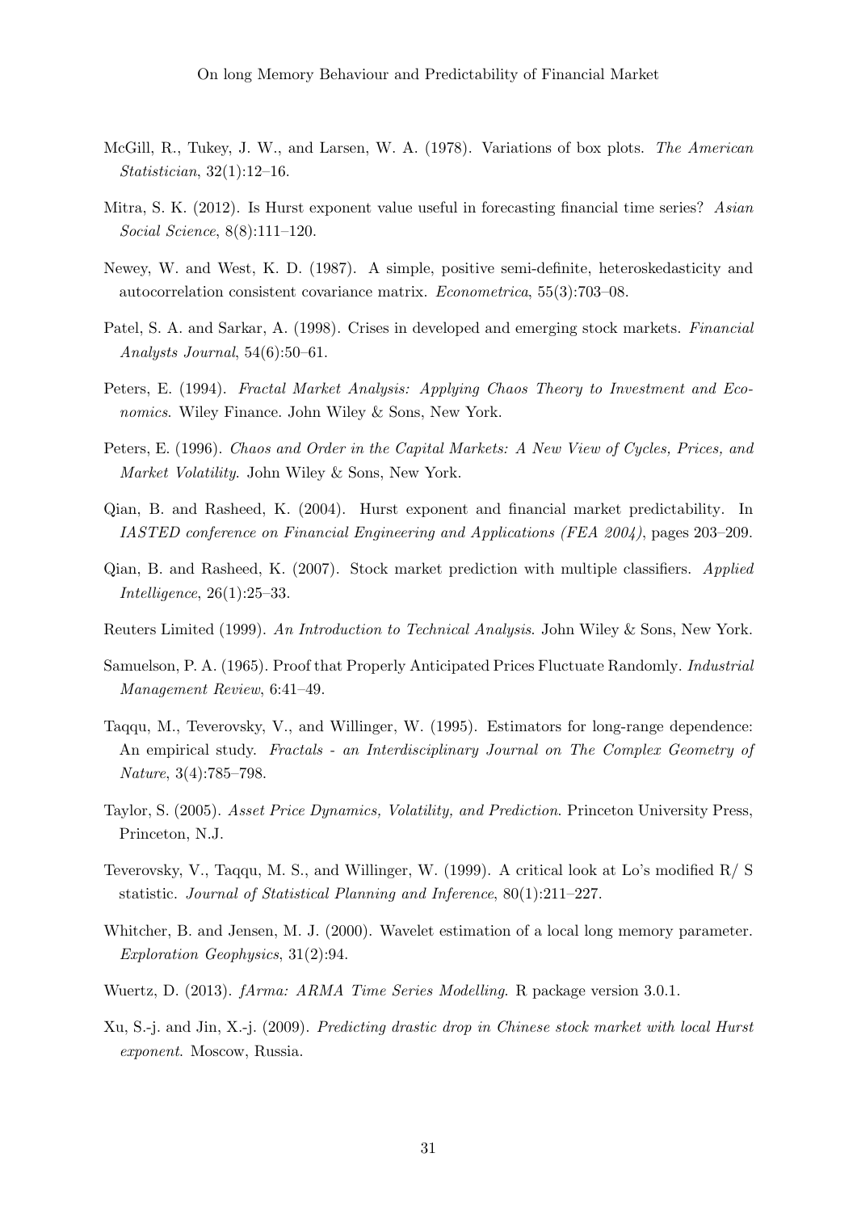McGill, R., Tukey, J. W., and Larsen, W. A. (1978). Variations of box plots. *The American Statistician*, 32(1):12–16.

Mitra, S. K. (2012). Is Hurst exponent value useful in forecasting financial time series? *Asian Social Science*, 8(8):111–120.

Newey, W. and West, K. D. (1987). A simple, positive semi-definite, heteroskedasticity and autocorrelation consistent covariance matrix. *Econometrica*, 55(3):703–08.

Patel, S. A. and Sarkar, A. (1998). Crises in developed and emerging stock markets. *Financial Analysts Journal*, 54(6):50–61.

Peters, E. (1994). *Fractal Market Analysis: Applying Chaos Theory to Investment and Economics*. Wiley Finance. John Wiley & Sons, New York.

Peters, E. (1996). *Chaos and Order in the Capital Markets: A New View of Cycles, Prices, and Market Volatility*. John Wiley & Sons, New York.

Qian, B. and Rasheed, K. (2004). Hurst exponent and financial market predictability. In *IASTED conference on Financial Engineering and Applications (FEA 2004)*, pages 203–209.

Qian, B. and Rasheed, K. (2007). Stock market prediction with multiple classifiers. *Applied Intelligence*, 26(1):25–33.

Reuters Limited (1999). *An Introduction to Technical Analysis*. John Wiley & Sons, New York.

Samuelson, P. A. (1965). Proof that Properly Anticipated Prices Fluctuate Randomly. *Industrial Management Review*, 6:41–49.

Taqqu, M., Teverovsky, V., and Willinger, W. (1995). Estimators for long-range dependence: An empirical study. *Fractals - an Interdisciplinary Journal on The Complex Geometry of Nature*, 3(4):785–798.

Taylor, S. (2005). *Asset Price Dynamics, Volatility, and Prediction*. Princeton University Press, Princeton, N.J.

Teverovsky, V., Taqqu, M. S., and Willinger, W. (1999). A critical look at Lo's modified R/ S statistic. *Journal of Statistical Planning and Inference*, 80(1):211–227.

Whitcher, B. and Jensen, M. J. (2000). Wavelet estimation of a local long memory parameter. *Exploration Geophysics*, 31(2):94.

Wuertz, D. (2013). *fArma: ARMA Time Series Modelling*. R package version 3.0.1.

Xu, S.-j. and Jin, X.-j. (2009). *Predicting drastic drop in Chinese stock market with local Hurst exponent*. Moscow, Russia.